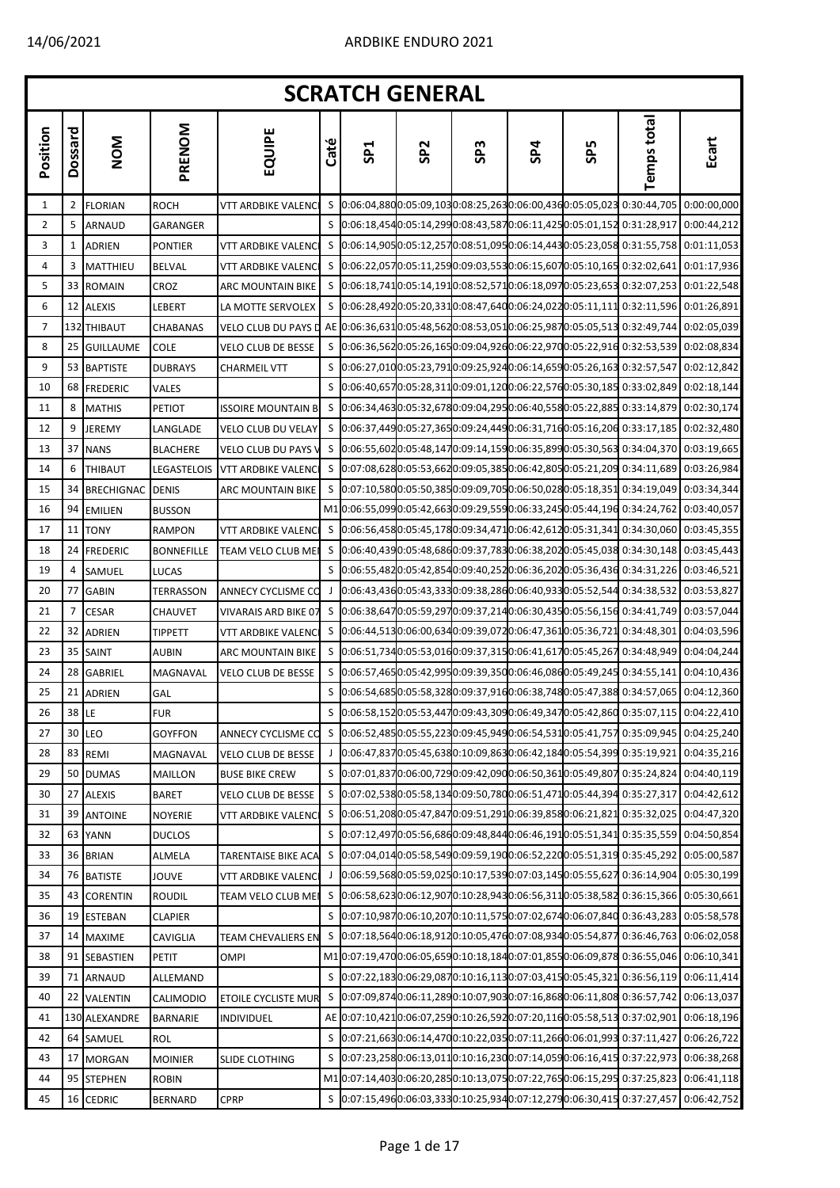14/06/2021 ARDBIKE ENDURO 2021

# SCRATCH GENERAL

| Position | Dossard | NOM | PRENOM | EQUIPE | Caté | SP1 | SP2 | SP3 | SP4 | SP5 | Temps total | Ecart |
|---|---|---|---|---|---|---|---|---|---|---|---|---|
| 1 | 2 | FLORIAN | ROCH | VTT ARDBIKE VALENCI | S | 0:06:04,880 | 0:05:09,103 | 0:08:25,263 | 0:06:00,436 | 0:05:05,023 | 0:30:44,705 | 0:00:00,000 |
| 2 | 5 | ARNAUD | GARANGER | | S | 0:06:18,454 | 0:05:14,299 | 0:08:43,587 | 0:06:11,425 | 0:05:01,152 | 0:31:28,917 | 0:00:44,212 |
| 3 | 1 | ADRIEN | PONTIER | VTT ARDBIKE VALENCI | S | 0:06:14,905 | 0:05:12,257 | 0:08:51,095 | 0:06:14,443 | 0:05:23,058 | 0:31:55,758 | 0:01:11,053 |
| 4 | 3 | MATTHIEU | BELVAL | VTT ARDBIKE VALENCI | S | 0:06:22,057 | 0:05:11,259 | 0:09:03,553 | 0:06:15,607 | 0:05:10,165 | 0:32:02,641 | 0:01:17,936 |
| 5 | 33 | ROMAIN | CROZ | ARC MOUNTAIN BIKE | S | 0:06:18,741 | 0:05:14,191 | 0:08:52,571 | 0:06:18,097 | 0:05:23,653 | 0:32:07,253 | 0:01:22,548 |
| 6 | 12 | ALEXIS | LEBERT | LA MOTTE SERVOLEX | S | 0:06:28,492 | 0:05:20,331 | 0:08:47,640 | 0:06:24,022 | 0:05:11,111 | 0:32:11,596 | 0:01:26,891 |
| 7 | 132 | THIBAUT | CHABANAS | VELO CLUB DU PAYS D | AE | 0:06:36,631 | 0:05:48,562 | 0:08:53,051 | 0:06:25,987 | 0:05:05,513 | 0:32:49,744 | 0:02:05,039 |
| 8 | 25 | GUILLAUME | COLE | VELO CLUB DE BESSE | S | 0:06:36,562 | 0:05:26,165 | 0:09:04,926 | 0:06:22,970 | 0:05:22,916 | 0:32:53,539 | 0:02:08,834 |
| 9 | 53 | BAPTISTE | DUBRAYS | CHARMEIL VTT | S | 0:06:27,010 | 0:05:23,791 | 0:09:25,924 | 0:06:14,659 | 0:05:26,163 | 0:32:57,547 | 0:02:12,842 |
| 10 | 68 | FREDERIC | VALES | | S | 0:06:40,657 | 0:05:28,311 | 0:09:01,120 | 0:06:22,576 | 0:05:30,185 | 0:33:02,849 | 0:02:18,144 |
| 11 | 8 | MATHIS | PETIOT | ISSOIRE MOUNTAIN B | S | 0:06:34,463 | 0:05:32,678 | 0:09:04,295 | 0:06:40,558 | 0:05:22,885 | 0:33:14,879 | 0:02:30,174 |
| 12 | 9 | JEREMY | LANGLADE | VELO CLUB DU VELAY | S | 0:06:37,449 | 0:05:27,365 | 0:09:24,449 | 0:06:31,716 | 0:05:16,206 | 0:33:17,185 | 0:02:32,480 |
| 13 | 37 | NANS | BLACHERE | VELO CLUB DU PAYS V | S | 0:06:55,602 | 0:05:48,147 | 0:09:14,159 | 0:06:35,899 | 0:05:30,563 | 0:34:04,370 | 0:03:19,665 |
| 14 | 6 | THIBAUT | LEGASTELOIS | VTT ARDBIKE VALENCI | S | 0:07:08,628 | 0:05:53,662 | 0:09:05,385 | 0:06:42,805 | 0:05:21,209 | 0:34:11,689 | 0:03:26,984 |
| 15 | 34 | BRECHIGNAC | DENIS | ARC MOUNTAIN BIKE | S | 0:07:10,580 | 0:05:50,385 | 0:09:09,705 | 0:06:50,028 | 0:05:18,351 | 0:34:19,049 | 0:03:34,344 |
| 16 | 94 | EMILIEN | BUSSON | | M1 | 0:06:55,099 | 0:05:42,663 | 0:09:29,559 | 0:06:33,245 | 0:05:44,196 | 0:34:24,762 | 0:03:40,057 |
| 17 | 11 | TONY | RAMPON | VTT ARDBIKE VALENCI | S | 0:06:56,458 | 0:05:45,178 | 0:09:34,471 | 0:06:42,612 | 0:05:31,341 | 0:34:30,060 | 0:03:45,355 |
| 18 | 24 | FREDERIC | BONNEFILLE | TEAM VELO CLUB MEI | S | 0:06:40,439 | 0:05:48,686 | 0:09:37,783 | 0:06:38,202 | 0:05:45,038 | 0:34:30,148 | 0:03:45,443 |
| 19 | 4 | SAMUEL | LUCAS | | S | 0:06:55,482 | 0:05:42,854 | 0:09:40,252 | 0:06:36,202 | 0:05:36,436 | 0:34:31,226 | 0:03:46,521 |
| 20 | 77 | GABIN | TERRASSON | ANNECY CYCLISME CO | J | 0:06:43,436 | 0:05:43,333 | 0:09:38,286 | 0:06:40,933 | 0:05:52,544 | 0:34:38,532 | 0:03:53,827 |
| 21 | 7 | CESAR | CHAUVET | VIVARAIS ARD BIKE 07 | S | 0:06:38,647 | 0:05:59,297 | 0:09:37,214 | 0:06:30,435 | 0:05:56,156 | 0:34:41,749 | 0:03:57,044 |
| 22 | 32 | ADRIEN | TIPPETT | VTT ARDBIKE VALENCI | S | 0:06:44,513 | 0:06:00,634 | 0:09:39,072 | 0:06:47,361 | 0:05:36,721 | 0:34:48,301 | 0:04:03,596 |
| 23 | 35 | SAINT | AUBIN | ARC MOUNTAIN BIKE | S | 0:06:51,734 | 0:05:53,016 | 0:09:37,315 | 0:06:41,617 | 0:05:45,267 | 0:34:48,949 | 0:04:04,244 |
| 24 | 28 | GABRIEL | MAGNAVAL | VELO CLUB DE BESSE | S | 0:06:57,465 | 0:05:42,995 | 0:09:39,350 | 0:06:46,086 | 0:05:49,245 | 0:34:55,141 | 0:04:10,436 |
| 25 | 21 | ADRIEN | GAL | | S | 0:06:54,685 | 0:05:58,328 | 0:09:37,916 | 0:06:38,748 | 0:05:47,388 | 0:34:57,065 | 0:04:12,360 |
| 26 | 38 | LE | FUR | | S | 0:06:58,152 | 0:05:53,447 | 0:09:43,309 | 0:06:49,347 | 0:05:42,860 | 0:35:07,115 | 0:04:22,410 |
| 27 | 30 | LEO | GOYFFON | ANNECY CYCLISME CO | S | 0:06:52,485 | 0:05:55,223 | 0:09:45,949 | 0:06:54,531 | 0:05:41,757 | 0:35:09,945 | 0:04:25,240 |
| 28 | 83 | REMI | MAGNAVAL | VELO CLUB DE BESSE | J | 0:06:47,837 | 0:05:45,638 | 0:10:09,863 | 0:06:42,184 | 0:05:54,399 | 0:35:19,921 | 0:04:35,216 |
| 29 | 50 | DUMAS | MAILLON | BUSE BIKE CREW | S | 0:07:01,837 | 0:06:00,729 | 0:09:42,090 | 0:06:50,361 | 0:05:49,807 | 0:35:24,824 | 0:04:40,119 |
| 30 | 27 | ALEXIS | BARET | VELO CLUB DE BESSE | S | 0:07:02,538 | 0:05:58,134 | 0:09:50,780 | 0:06:51,471 | 0:05:44,394 | 0:35:27,317 | 0:04:42,612 |
| 31 | 39 | ANTOINE | NOYERIE | VTT ARDBIKE VALENCI | S | 0:06:51,208 | 0:05:47,847 | 0:09:51,291 | 0:06:39,858 | 0:06:21,821 | 0:35:32,025 | 0:04:47,320 |
| 32 | 63 | YANN | DUCLOS | | S | 0:07:12,497 | 0:05:56,686 | 0:09:48,844 | 0:06:46,191 | 0:05:51,341 | 0:35:35,559 | 0:04:50,854 |
| 33 | 36 | BRIAN | ALMELA | TARENTAISE BIKE ACA | S | 0:07:04,014 | 0:05:58,549 | 0:09:59,190 | 0:06:52,220 | 0:05:51,319 | 0:35:45,292 | 0:05:00,587 |
| 34 | 76 | BATISTE | JOUVE | VTT ARDBIKE VALENCI | J | 0:06:59,568 | 0:05:59,025 | 0:10:17,539 | 0:07:03,145 | 0:05:55,627 | 0:36:14,904 | 0:05:30,199 |
| 35 | 43 | CORENTIN | ROUDIL | TEAM VELO CLUB MEI | S | 0:06:58,623 | 0:06:12,907 | 0:10:28,943 | 0:06:56,311 | 0:05:38,582 | 0:36:15,366 | 0:05:30,661 |
| 36 | 19 | ESTEBAN | CLAPIER | | S | 0:07:10,987 | 0:06:10,207 | 0:10:11,575 | 0:07:02,674 | 0:06:07,840 | 0:36:43,283 | 0:05:58,578 |
| 37 | 14 | MAXIME | CAVIGLIA | TEAM CHEVALIERS EN | S | 0:07:18,564 | 0:06:18,912 | 0:10:05,476 | 0:07:08,934 | 0:05:54,877 | 0:36:46,763 | 0:06:02,058 |
| 38 | 91 | SEBASTIEN | PETIT | OMPI | M1 | 0:07:19,470 | 0:06:05,659 | 0:10:18,184 | 0:07:01,855 | 0:06:09,878 | 0:36:55,046 | 0:06:10,341 |
| 39 | 71 | ARNAUD | ALLEMAND | | S | 0:07:22,183 | 0:06:29,087 | 0:10:16,113 | 0:07:03,415 | 0:05:45,321 | 0:36:56,119 | 0:06:11,414 |
| 40 | 22 | VALENTIN | CALIMODIO | ETOILE CYCLISTE MUR | S | 0:07:09,874 | 0:06:11,289 | 0:10:07,903 | 0:07:16,868 | 0:06:11,808 | 0:36:57,742 | 0:06:13,037 |
| 41 | 130 | ALEXANDRE | BARNARIE | INDIVIDUEL | AE | 0:07:10,421 | 0:06:07,259 | 0:10:26,592 | 0:07:20,116 | 0:05:58,513 | 0:37:02,901 | 0:06:18,196 |
| 42 | 64 | SAMUEL | ROL | | S | 0:07:21,663 | 0:06:14,470 | 0:10:22,035 | 0:07:11,266 | 0:06:01,993 | 0:37:11,427 | 0:06:26,722 |
| 43 | 17 | MORGAN | MOINIER | SLIDE CLOTHING | S | 0:07:23,258 | 0:06:13,011 | 0:10:16,230 | 0:07:14,059 | 0:06:16,415 | 0:37:22,973 | 0:06:38,268 |
| 44 | 95 | STEPHEN | ROBIN | | M1 | 0:07:14,403 | 0:06:20,285 | 0:10:13,075 | 0:07:22,765 | 0:06:15,295 | 0:37:25,823 | 0:06:41,118 |
| 45 | 16 | CEDRIC | BERNARD | CPRP | S | 0:07:15,496 | 0:06:03,333 | 0:10:25,934 | 0:07:12,279 | 0:06:30,415 | 0:37:27,457 | 0:06:42,752 |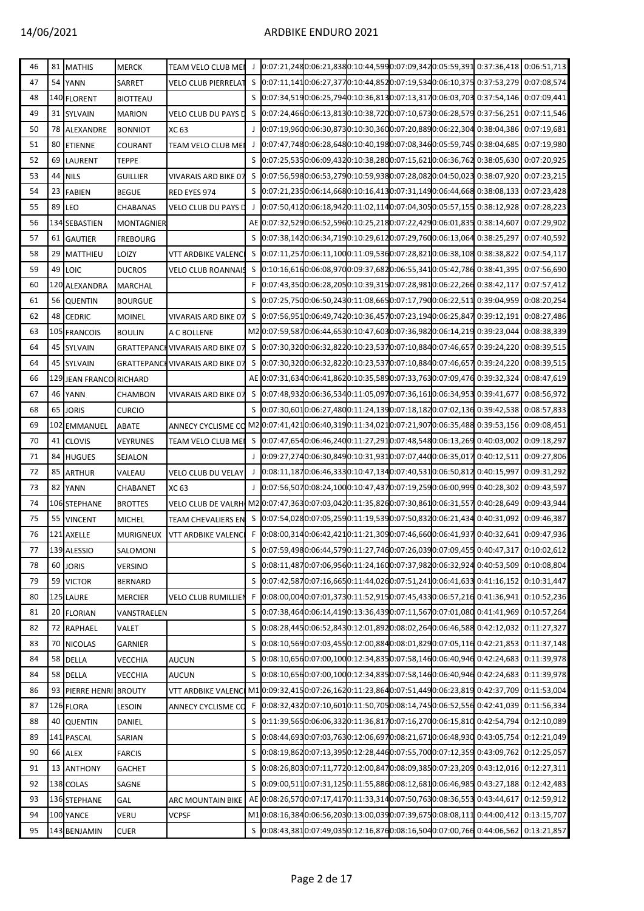| | | | | | | | | | | | | |
|---|---|---|---|---|---|---|---|---|---|---|---|---|
| 46 | 81 | MATHIS | MERCK | TEAM VELO CLUB MEI | J | 0:07:21,248 | 0:06:21,838 | 0:10:44,599 | 0:07:09,342 | 0:05:59,391 | 0:37:36,418 | 0:06:51,713 |
| 47 | 54 | YANN | SARRET | VELO CLUB PIERRELAT | S | 0:07:11,141 | 0:06:27,377 | 0:10:44,852 | 0:07:19,534 | 0:06:10,375 | 0:37:53,279 | 0:07:08,574 |
| 48 | 140 | FLORENT | BIOTTEAU | | S | 0:07:34,519 | 0:06:25,794 | 0:10:36,813 | 0:07:13,317 | 0:06:03,703 | 0:37:54,146 | 0:07:09,441 |
| 49 | 31 | SYLVAIN | MARION | VELO CLUB DU PAYS D | S | 0:07:24,466 | 0:06:13,813 | 0:10:38,720 | 0:07:10,673 | 0:06:28,579 | 0:37:56,251 | 0:07:11,546 |
| 50 | 78 | ALEXANDRE | BONNIOT | XC 63 | J | 0:07:19,960 | 0:06:30,873 | 0:10:30,360 | 0:07:20,889 | 0:06:22,304 | 0:38:04,386 | 0:07:19,681 |
| 51 | 80 | ETIENNE | COURANT | TEAM VELO CLUB MEI | J | 0:07:47,748 | 0:06:28,648 | 0:10:40,198 | 0:07:08,346 | 0:05:59,745 | 0:38:04,685 | 0:07:19,980 |
| 52 | 69 | LAURENT | TEPPE | | S | 0:07:25,535 | 0:06:09,432 | 0:10:38,280 | 0:07:15,621 | 0:06:36,762 | 0:38:05,630 | 0:07:20,925 |
| 53 | 44 | NILS | GUILLIER | VIVARAIS ARD BIKE 07 | S | 0:07:56,598 | 0:06:53,279 | 0:10:59,938 | 0:07:28,082 | 0:04:50,023 | 0:38:07,920 | 0:07:23,215 |
| 54 | 23 | FABIEN | BEGUE | RED EYES 974 | S | 0:07:21,235 | 0:06:14,668 | 0:10:16,413 | 0:07:31,149 | 0:06:44,668 | 0:38:08,133 | 0:07:23,428 |
| 55 | 89 | LEO | CHABANAS | VELO CLUB DU PAYS D | J | 0:07:50,412 | 0:06:18,942 | 0:11:02,114 | 0:07:04,305 | 0:05:57,155 | 0:38:12,928 | 0:07:28,223 |
| 56 | 134 | SEBASTIEN | MONTAGNIER | | AE | 0:07:32,529 | 0:06:52,596 | 0:10:25,218 | 0:07:22,429 | 0:06:01,835 | 0:38:14,607 | 0:07:29,902 |
| 57 | 61 | GAUTIER | FREBOURG | | S | 0:07:38,142 | 0:06:34,719 | 0:10:29,612 | 0:07:29,760 | 0:06:13,064 | 0:38:25,297 | 0:07:40,592 |
| 58 | 29 | MATTHIEU | LOIZY | VTT ARDBIKE VALENC | S | 0:07:11,257 | 0:06:11,100 | 0:11:09,536 | 0:07:28,821 | 0:06:38,108 | 0:38:38,822 | 0:07:54,117 |
| 59 | 49 | LOIC | DUCROS | VELO CLUB ROANNAIS | S | 0:10:16,616 | 0:06:08,970 | 0:09:37,682 | 0:06:55,341 | 0:05:42,786 | 0:38:41,395 | 0:07:56,690 |
| 60 | 120 | ALEXANDRA | MARCHAL | | F | 0:07:43,350 | 0:06:28,205 | 0:10:39,315 | 0:07:28,981 | 0:06:22,266 | 0:38:42,117 | 0:07:57,412 |
| 61 | 56 | QUENTIN | BOURGUE | | S | 0:07:25,750 | 0:06:50,243 | 0:11:08,665 | 0:07:17,790 | 0:06:22,511 | 0:39:04,959 | 0:08:20,254 |
| 62 | 48 | CEDRIC | MOINEL | VIVARAIS ARD BIKE 07 | S | 0:07:56,951 | 0:06:49,742 | 0:10:36,457 | 0:07:23,194 | 0:06:25,847 | 0:39:12,191 | 0:08:27,486 |
| 63 | 105 | FRANCOIS | BOULIN | A C BOLLENE | M2 | 0:07:59,587 | 0:06:44,653 | 0:10:47,603 | 0:07:36,982 | 0:06:14,219 | 0:39:23,044 | 0:08:38,339 |
| 64 | 45 | SYLVAIN | GRATTEPANCH | VIVARAIS ARD BIKE 07 | S | 0:07:30,320 | 0:06:32,822 | 0:10:23,537 | 0:07:10,884 | 0:07:46,657 | 0:39:24,220 | 0:08:39,515 |
| 64 | 45 | SYLVAIN | GRATTEPANCH | VIVARAIS ARD BIKE 07 | S | 0:07:30,320 | 0:06:32,822 | 0:10:23,537 | 0:07:10,884 | 0:07:46,657 | 0:39:24,220 | 0:08:39,515 |
| 66 | 129 | JEAN FRANCO | RICHARD | | AE | 0:07:31,634 | 0:06:41,862 | 0:10:35,589 | 0:07:33,763 | 0:07:09,476 | 0:39:32,324 | 0:08:47,619 |
| 67 | 46 | YANN | CHAMBON | VIVARAIS ARD BIKE 07 | S | 0:07:48,932 | 0:06:36,534 | 0:11:05,097 | 0:07:36,161 | 0:06:34,953 | 0:39:41,677 | 0:08:56,972 |
| 68 | 65 | JORIS | CURCIO | | S | 0:07:30,601 | 0:06:27,480 | 0:11:24,139 | 0:07:18,182 | 0:07:02,136 | 0:39:42,538 | 0:08:57,833 |
| 69 | 102 | EMMANUEL | ABATE | ANNECY CYCLISME CO | M2 | 0:07:41,421 | 0:06:40,319 | 0:11:34,021 | 0:07:21,907 | 0:06:35,488 | 0:39:53,156 | 0:09:08,451 |
| 70 | 41 | CLOVIS | VEYRUNES | TEAM VELO CLUB MEI | S | 0:07:47,654 | 0:06:46,240 | 0:11:27,291 | 0:07:48,548 | 0:06:13,269 | 0:40:03,002 | 0:09:18,297 |
| 71 | 84 | HUGUES | SEJALON | | J | 0:09:27,274 | 0:06:30,849 | 0:10:31,931 | 0:07:07,440 | 0:06:35,017 | 0:40:12,511 | 0:09:27,806 |
| 72 | 85 | ARTHUR | VALEAU | VELO CLUB DU VELAY | J | 0:08:11,187 | 0:06:46,333 | 0:10:47,134 | 0:07:40,531 | 0:06:50,812 | 0:40:15,997 | 0:09:31,292 |
| 73 | 82 | YANN | CHABANET | XC 63 | J | 0:07:56,507 | 0:08:24,100 | 0:10:47,437 | 0:07:19,259 | 0:06:00,999 | 0:40:28,302 | 0:09:43,597 |
| 74 | 106 | STEPHANE | BROTTES | VELO CLUB DE VALRH | M2 | 0:07:47,363 | 0:07:03,042 | 0:11:35,826 | 0:07:30,861 | 0:06:31,557 | 0:40:28,649 | 0:09:43,944 |
| 75 | 55 | VINCENT | MICHEL | TEAM CHEVALIERS EN | S | 0:07:54,028 | 0:07:05,259 | 0:11:19,539 | 0:07:50,832 | 0:06:21,434 | 0:40:31,092 | 0:09:46,387 |
| 76 | 121 | AXELLE | MURIGNEUX | VTT ARDBIKE VALENC | F | 0:08:00,314 | 0:06:42,421 | 0:11:21,309 | 0:07:46,660 | 0:06:41,937 | 0:40:32,641 | 0:09:47,936 |
| 77 | 139 | ALESSIO | SALOMONI | | S | 0:07:59,498 | 0:06:44,579 | 0:11:27,746 | 0:07:26,039 | 0:07:09,455 | 0:40:47,317 | 0:10:02,612 |
| 78 | 60 | JORIS | VERSINO | | S | 0:08:11,487 | 0:07:06,956 | 0:11:24,160 | 0:07:37,982 | 0:06:32,924 | 0:40:53,509 | 0:10:08,804 |
| 79 | 59 | VICTOR | BERNARD | | S | 0:07:42,587 | 0:07:16,665 | 0:11:44,026 | 0:07:51,241 | 0:06:41,633 | 0:41:16,152 | 0:10:31,447 |
| 80 | 125 | LAURE | MERCIER | VELO CLUB RUMILLIEN | F | 0:08:00,004 | 0:07:01,373 | 0:11:52,915 | 0:07:45,433 | 0:06:57,216 | 0:41:36,941 | 0:10:52,236 |
| 81 | 20 | FLORIAN | VANSTRAELEN | | S | 0:07:38,464 | 0:06:14,419 | 0:13:36,439 | 0:07:11,567 | 0:07:01,080 | 0:41:41,969 | 0:10:57,264 |
| 82 | 72 | RAPHAEL | VALET | | S | 0:08:28,445 | 0:06:52,843 | 0:12:01,892 | 0:08:02,264 | 0:06:46,588 | 0:42:12,032 | 0:11:27,327 |
| 83 | 70 | NICOLAS | GARNIER | | S | 0:08:10,569 | 0:07:03,455 | 0:12:00,884 | 0:08:01,829 | 0:07:05,116 | 0:42:21,853 | 0:11:37,148 |
| 84 | 58 | DELLA | VECCHIA | AUCUN | S | 0:08:10,656 | 0:07:00,100 | 0:12:34,835 | 0:07:58,146 | 0:06:40,946 | 0:42:24,683 | 0:11:39,978 |
| 84 | 58 | DELLA | VECCHIA | AUCUN | S | 0:08:10,656 | 0:07:00,100 | 0:12:34,835 | 0:07:58,146 | 0:06:40,946 | 0:42:24,683 | 0:11:39,978 |
| 86 | 93 | PIERRE HENRI | BROUTY | VTT ARDBIKE VALENC | M1 | 0:09:32,415 | 0:07:26,162 | 0:11:23,864 | 0:07:51,449 | 0:06:23,819 | 0:42:37,709 | 0:11:53,004 |
| 87 | 126 | FLORA | LESOIN | ANNECY CYCLISME CO | F | 0:08:32,432 | 0:07:10,601 | 0:11:50,705 | 0:08:14,745 | 0:06:52,556 | 0:42:41,039 | 0:11:56,334 |
| 88 | 40 | QUENTIN | DANIEL | | S | 0:11:39,565 | 0:06:06,332 | 0:11:36,817 | 0:07:16,270 | 0:06:15,810 | 0:42:54,794 | 0:12:10,089 |
| 89 | 141 | PASCAL | SARIAN | | S | 0:08:44,693 | 0:07:03,763 | 0:12:06,697 | 0:08:21,671 | 0:06:48,930 | 0:43:05,754 | 0:12:21,049 |
| 90 | 66 | ALEX | FARCIS | | S | 0:08:19,862 | 0:07:13,395 | 0:12:28,446 | 0:07:55,700 | 0:07:12,359 | 0:43:09,762 | 0:12:25,057 |
| 91 | 13 | ANTHONY | GACHET | | S | 0:08:26,803 | 0:07:11,772 | 0:12:00,847 | 0:08:09,385 | 0:07:23,209 | 0:43:12,016 | 0:12:27,311 |
| 92 | 138 | COLAS | SAGNE | | S | 0:09:00,511 | 0:07:31,125 | 0:11:55,886 | 0:08:12,681 | 0:06:46,985 | 0:43:27,188 | 0:12:42,483 |
| 93 | 136 | STEPHANE | GAL | ARC MOUNTAIN BIKE | AE | 0:08:26,570 | 0:07:17,417 | 0:11:33,314 | 0:07:50,763 | 0:08:36,553 | 0:43:44,617 | 0:12:59,912 |
| 94 | 100 | YANCE | VERU | VCPSF | M1 | 0:08:16,384 | 0:06:56,203 | 0:13:00,039 | 0:07:39,675 | 0:08:08,111 | 0:44:00,412 | 0:13:15,707 |
| 95 | 143 | BENJAMIN | CUER | | S | 0:08:43,381 | 0:07:49,035 | 0:12:16,876 | 0:08:16,504 | 0:07:00,766 | 0:44:06,562 | 0:13:21,857 |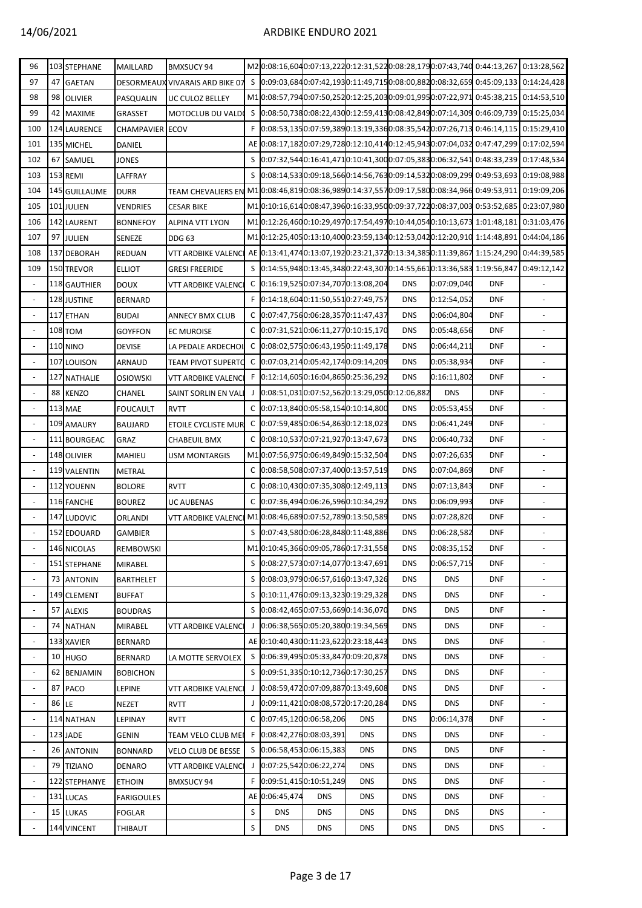| 96 | 103 | STEPHANE | MAILLARD | BMXSUCY 94 | M2 | 0:08:16,604 | 0:07:13,222 | 0:12:31,522 | 0:08:28,179 | 0:07:43,740 | 0:44:13,267 | 0:13:28,562 |
|---|---|---|---|---|---|---|---|---|---|---|---|---|
| 97 | 47 | GAETAN | DESORMEAUX | VIVARAIS ARD BIKE 07 | S | 0:09:03,684 | 0:07:42,193 | 0:11:49,715 | 0:08:00,882 | 0:08:32,659 | 0:45:09,133 | 0:14:24,428 |
| 98 | 98 | OLIVIER | PASQUALIN | UC CULOZ BELLEY | M1 | 0:08:57,794 | 0:07:50,252 | 0:12:25,203 | 0:09:01,995 | 0:07:22,971 | 0:45:38,215 | 0:14:53,510 |
| 99 | 42 | MAXIME | GRASSET | MOTOCLUB DU VALD | S | 0:08:50,738 | 0:08:22,430 | 0:12:59,413 | 0:08:42,849 | 0:07:14,309 | 0:46:09,739 | 0:15:25,034 |
| 100 | 124 | LAURENCE | CHAMPAVIER | ECOV | F | 0:08:53,135 | 0:07:59,389 | 0:13:19,336 | 0:08:35,542 | 0:07:26,713 | 0:46:14,115 | 0:15:29,410 |
| 101 | 135 | MICHEL | DANIEL | | AE | 0:08:17,182 | 0:07:29,728 | 0:12:10,414 | 0:12:45,943 | 0:07:04,032 | 0:47:47,299 | 0:17:02,594 |
| 102 | 67 | SAMUEL | JONES | | S | 0:07:32,544 | 0:16:41,471 | 0:10:41,300 | 0:07:05,383 | 0:06:32,541 | 0:48:33,239 | 0:17:48,534 |
| 103 | 153 | REMI | LAFFRAY | | S | 0:08:14,533 | 0:09:18,566 | 0:14:56,763 | 0:09:14,532 | 0:08:09,299 | 0:49:53,693 | 0:19:08,988 |
| 104 | 145 | GUILLAUME | DURR | TEAM CHEVALIERS EN | M1 | 0:08:46,819 | 0:08:36,989 | 0:14:37,557 | 0:09:17,580 | 0:08:34,966 | 0:49:53,911 | 0:19:09,206 |
| 105 | 101 | JULIEN | VENDRIES | CESAR BIKE | M1 | 0:10:16,614 | 0:08:47,396 | 0:16:33,950 | 0:09:37,722 | 0:08:37,003 | 0:53:52,685 | 0:23:07,980 |
| 106 | 142 | LAURENT | BONNEFOY | ALPINA VTT LYON | M1 | 0:12:26,460 | 0:10:29,497 | 0:17:54,497 | 0:10:44,054 | 0:10:13,673 | 1:01:48,181 | 0:31:03,476 |
| 107 | 97 | JULIEN | SENEZE | DDG 63 | M1 | 0:12:25,405 | 0:13:10,400 | 0:23:59,134 | 0:12:53,042 | 0:12:20,910 | 1:14:48,891 | 0:44:04,186 |
| 108 | 137 | DEBORAH | REDUAN | VTT ARDBIKE VALENC | AE | 0:13:41,474 | 0:13:07,192 | 0:23:21,372 | 0:13:34,385 | 0:11:39,867 | 1:15:24,290 | 0:44:39,585 |
| 109 | 150 | TREVOR | ELLIOT | GRESI FREERIDE | S | 0:14:55,948 | 0:13:45,348 | 0:22:43,307 | 0:14:55,661 | 0:13:36,583 | 1:19:56,847 | 0:49:12,142 |
| - | 118 | GAUTHIER | DOUX | VTT ARDBIKE VALENC | C | 0:16:19,525 | 0:07:34,707 | 0:13:08,204 | DNS | 0:07:09,040 | DNF | - |
| - | 128 | JUSTINE | BERNARD | | F | 0:14:18,604 | 0:11:50,551 | 0:27:49,757 | DNS | 0:12:54,052 | DNF | - |
| - | 117 | ETHAN | BUDAI | ANNECY BMX CLUB | C | 0:07:47,756 | 0:06:28,357 | 0:11:47,437 | DNS | 0:06:04,804 | DNF | - |
| - | 108 | TOM | GOYFFON | EC MUROISE | C | 0:07:31,521 | 0:06:11,277 | 0:10:15,170 | DNS | 0:05:48,656 | DNF | - |
| - | 110 | NINO | DEVISE | LA PEDALE ARDECHOI | C | 0:08:02,575 | 0:06:43,195 | 0:11:49,178 | DNS | 0:06:44,211 | DNF | - |
| - | 107 | LOUISON | ARNAUD | TEAM PIVOT SUPERTO | C | 0:07:03,214 | 0:05:42,174 | 0:09:14,209 | DNS | 0:05:38,934 | DNF | - |
| - | 127 | NATHALIE | OSIOWSKI | VTT ARDBIKE VALENC | F | 0:12:14,605 | 0:16:04,865 | 0:25:36,292 | DNS | 0:16:11,802 | DNF | - |
| - | 88 | KENZO | CHANEL | SAINT SORLIN EN VAL | J | 0:08:51,031 | 0:07:52,562 | 0:13:29,050 | 0:12:06,882 | DNS | DNF | - |
| - | 113 | MAE | FOUCAULT | RVTT | C | 0:07:13,840 | 0:05:58,154 | 0:10:14,800 | DNS | 0:05:53,455 | DNF | - |
| - | 109 | AMAURY | BAUJARD | ETOILE CYCLISTE MUR | C | 0:07:59,485 | 0:06:54,863 | 0:12:18,023 | DNS | 0:06:41,249 | DNF | - |
| - | 111 | BOURGEAC | GRAZ | CHABEUIL BMX | C | 0:08:10,537 | 0:07:21,927 | 0:13:47,673 | DNS | 0:06:40,732 | DNF | - |
| - | 148 | OLIVIER | MAHIEU | USM MONTARGIS | M1 | 0:07:56,975 | 0:06:49,849 | 0:15:32,504 | DNS | 0:07:26,635 | DNF | - |
| - | 119 | VALENTIN | METRAL | | C | 0:08:58,508 | 0:07:37,400 | 0:13:57,519 | DNS | 0:07:04,869 | DNF | - |
| - | 112 | YOUENN | BOLORE | RVTT | C | 0:08:10,430 | 0:07:35,308 | 0:12:49,113 | DNS | 0:07:13,843 | DNF | - |
| - | 116 | FANCHE | BOUREZ | UC AUBENAS | C | 0:07:36,494 | 0:06:26,596 | 0:10:34,292 | DNS | 0:06:09,993 | DNF | - |
| - | 147 | LUDOVIC | ORLANDI | VTT ARDBIKE VALENC | M1 | 0:08:46,689 | 0:07:52,789 | 0:13:50,589 | DNS | 0:07:28,820 | DNF | - |
| - | 152 | EDOUARD | GAMBIER | | S | 0:07:43,580 | 0:06:28,848 | 0:11:48,886 | DNS | 0:06:28,582 | DNF | - |
| - | 146 | NICOLAS | REMBOWSKI | | M1 | 0:10:45,366 | 0:09:05,786 | 0:17:31,558 | DNS | 0:08:35,152 | DNF | - |
| - | 151 | STEPHANE | MIRABEL | | S | 0:08:27,573 | 0:07:14,077 | 0:13:47,691 | DNS | 0:06:57,715 | DNF | - |
| - | 73 | ANTONIN | BARTHELET | | S | 0:08:03,979 | 0:06:57,616 | 0:13:47,326 | DNS | DNS | DNF | - |
| - | 149 | CLEMENT | BUFFAT | | S | 0:10:11,476 | 0:09:13,323 | 0:19:29,328 | DNS | DNS | DNF | - |
| - | 57 | ALEXIS | BOUDRAS | | S | 0:08:42,465 | 0:07:53,669 | 0:14:36,070 | DNS | DNS | DNF | - |
| - | 74 | NATHAN | MIRABEL | VTT ARDBIKE VALENC | J | 0:06:38,565 | 0:05:20,380 | 0:19:34,569 | DNS | DNS | DNF | - |
| - | 133 | XAVIER | BERNARD | | AE | 0:10:40,430 | 0:11:23,622 | 0:23:18,443 | DNS | DNS | DNF | - |
| - | 10 | HUGO | BERNARD | LA MOTTE SERVOLEX | S | 0:06:39,495 | 0:05:33,847 | 0:09:20,878 | DNS | DNS | DNF | - |
| - | 62 | BENJAMIN | BOBICHON | | S | 0:09:51,335 | 0:10:12,736 | 0:17:30,257 | DNS | DNS | DNF | - |
| - | 87 | PACO | LEPINE | VTT ARDBIKE VALENC | J | 0:08:59,472 | 0:07:09,887 | 0:13:49,608 | DNS | DNS | DNF | - |
| - | 86 | LE | NEZET | RVTT | J | 0:09:11,421 | 0:08:08,572 | 0:17:20,284 | DNS | DNS | DNF | - |
| - | 114 | NATHAN | LEPINAY | RVTT | C | 0:07:45,120 | 0:06:58,206 | DNS | DNS | 0:06:14,378 | DNF | - |
| - | 123 | JADE | GENIN | TEAM VELO CLUB ME | F | 0:08:42,276 | 0:08:03,391 | DNS | DNS | DNS | DNF | - |
| - | 26 | ANTONIN | BONNARD | VELO CLUB DE BESSE | S | 0:06:58,453 | 0:06:15,383 | DNS | DNS | DNS | DNF | - |
| - | 79 | TIZIANO | DENARO | VTT ARDBIKE VALENC | J | 0:07:25,542 | 0:06:22,274 | DNS | DNS | DNS | DNF | - |
| - | 122 | STEPHANYE | ETHOIN | BMXSUCY 94 | F | 0:09:51,415 | 0:10:51,249 | DNS | DNS | DNS | DNF | - |
| - | 131 | LUCAS | FARIGOULES | | AE | 0:06:45,474 | DNS | DNS | DNS | DNS | DNF | - |
| - | 15 | LUKAS | FOGLAR | | S | DNS | DNS | DNS | DNS | DNS | DNS | - |
| - | 144 | VINCENT | THIBAUT | | S | DNS | DNS | DNS | DNS | DNS | DNS | - |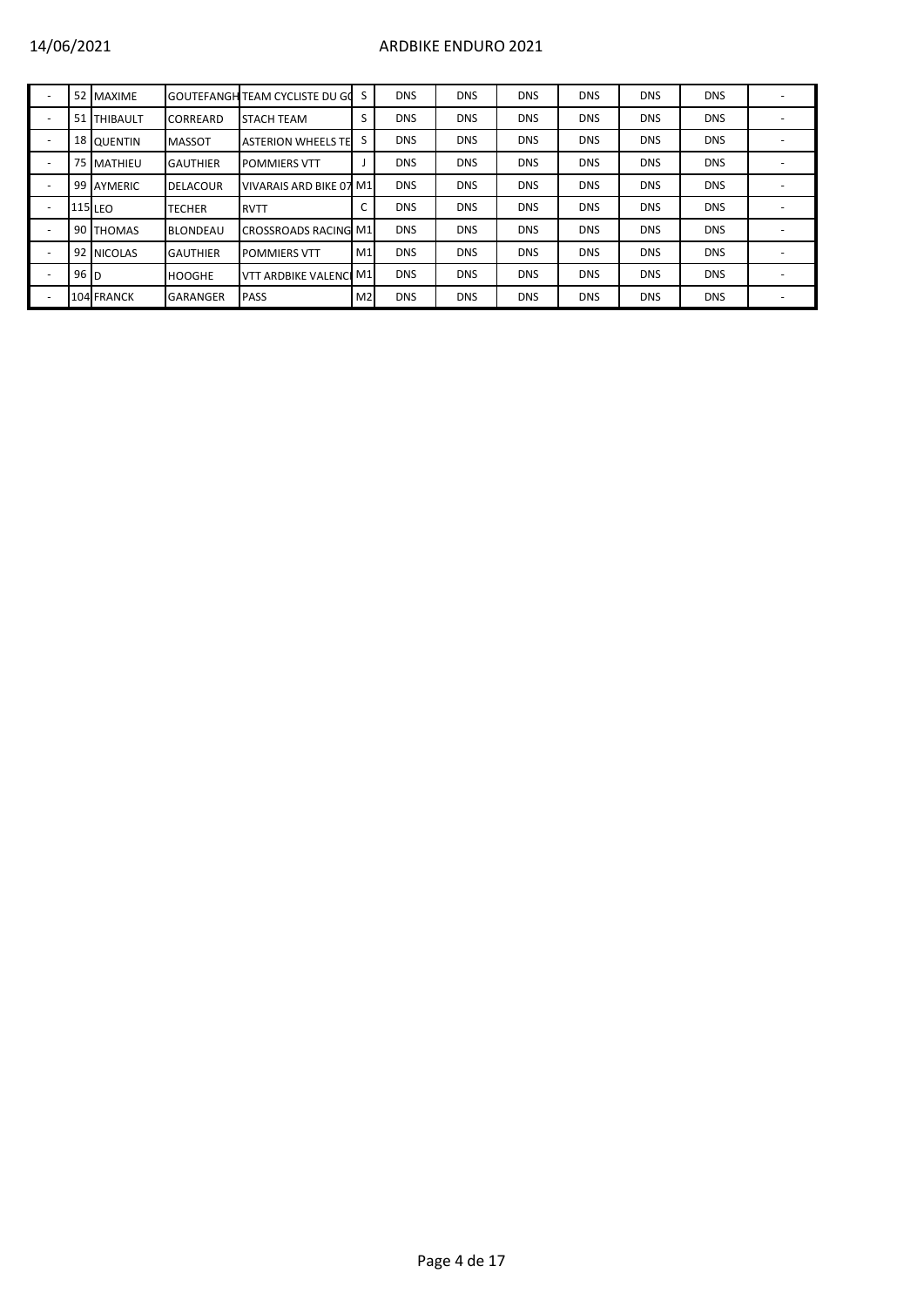| | | | | | | | | | | | | |
|---|---|---|---|---|---|---|---|---|---|---|---|---|
| - | 52 | MAXIME | GOUTEFANGH | TEAM CYCLISTE DU GO | S | DNS | DNS | DNS | DNS | DNS | DNS | - |
| - | 51 | THIBAULT | CORREARD | STACH TEAM | S | DNS | DNS | DNS | DNS | DNS | DNS | - |
| - | 18 | QUENTIN | MASSOT | ASTERION WHEELS TE | S | DNS | DNS | DNS | DNS | DNS | DNS | - |
| - | 75 | MATHIEU | GAUTHIER | POMMIERS VTT | J | DNS | DNS | DNS | DNS | DNS | DNS | - |
| - | 99 | AYMERIC | DELACOUR | VIVARAIS ARD BIKE 07 | M1 | DNS | DNS | DNS | DNS | DNS | DNS | - |
| - | 115 | LEO | TECHER | RVTT | C | DNS | DNS | DNS | DNS | DNS | DNS | - |
| - | 90 | THOMAS | BLONDEAU | CROSSROADS RACING | M1 | DNS | DNS | DNS | DNS | DNS | DNS | - |
| - | 92 | NICOLAS | GAUTHIER | POMMIERS VTT | M1 | DNS | DNS | DNS | DNS | DNS | DNS | - |
| - | 96 | D | HOOGHE | VTT ARDBIKE VALENCI | M1 | DNS | DNS | DNS | DNS | DNS | DNS | - |
| - | 104 | FRANCK | GARANGER | PASS | M2 | DNS | DNS | DNS | DNS | DNS | DNS | - |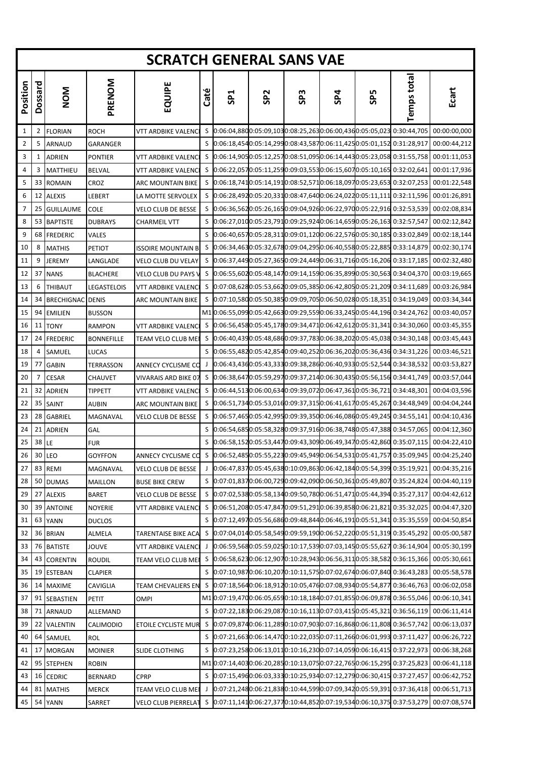# SCRATCH GENERAL SANS VAE

| Position | Dossard | NOM | PRENOM | EQUIPE | Caté | SP1 | SP2 | SP3 | SP4 | SP5 | Temps total | Ecart |
|---|---|---|---|---|---|---|---|---|---|---|---|---|
| 1 | 2 | FLORIAN | ROCH | VTT ARDBIKE VALENCI | S | 0:06:04,880 | 0:05:09,103 | 0:08:25,263 | 0:06:00,436 | 0:05:05,023 | 0:30:44,705 | 00:00:00,000 |
| 2 | 5 | ARNAUD | GARANGER | | S | 0:06:18,454 | 0:05:14,299 | 0:08:43,587 | 0:06:11,425 | 0:05:01,152 | 0:31:28,917 | 00:00:44,212 |
| 3 | 1 | ADRIEN | PONTIER | VTT ARDBIKE VALENCI | S | 0:06:14,905 | 0:05:12,257 | 0:08:51,095 | 0:06:14,443 | 0:05:23,058 | 0:31:55,758 | 00:01:11,053 |
| 4 | 3 | MATTHIEU | BELVAL | VTT ARDBIKE VALENCI | S | 0:06:22,057 | 0:05:11,259 | 0:09:03,553 | 0:06:15,607 | 0:05:10,165 | 0:32:02,641 | 00:01:17,936 |
| 5 | 33 | ROMAIN | CROZ | ARC MOUNTAIN BIKE | S | 0:06:18,741 | 0:05:14,191 | 0:08:52,571 | 0:06:18,097 | 0:05:23,653 | 0:32:07,253 | 00:01:22,548 |
| 6 | 12 | ALEXIS | LEBERT | LA MOTTE SERVOLEX | S | 0:06:28,492 | 0:05:20,331 | 0:08:47,640 | 0:06:24,022 | 0:05:11,111 | 0:32:11,596 | 00:01:26,891 |
| 7 | 25 | GUILLAUME | COLE | VELO CLUB DE BESSE | S | 0:06:36,562 | 0:05:26,165 | 0:09:04,926 | 0:06:22,970 | 0:05:22,916 | 0:32:53,539 | 00:02:08,834 |
| 8 | 53 | BAPTISTE | DUBRAYS | CHARMEIL VTT | S | 0:06:27,010 | 0:05:23,791 | 0:09:25,924 | 0:06:14,659 | 0:05:26,163 | 0:32:57,547 | 00:02:12,842 |
| 9 | 68 | FREDERIC | VALES | | S | 0:06:40,657 | 0:05:28,311 | 0:09:01,120 | 0:06:22,576 | 0:05:30,185 | 0:33:02,849 | 00:02:18,144 |
| 10 | 8 | MATHIS | PETIOT | ISSOIRE MOUNTAIN B | S | 0:06:34,463 | 0:05:32,678 | 0:09:04,295 | 0:06:40,558 | 0:05:22,885 | 0:33:14,879 | 00:02:30,174 |
| 11 | 9 | JEREMY | LANGLADE | VELO CLUB DU VELAY | S | 0:06:37,449 | 0:05:27,365 | 0:09:24,449 | 0:06:31,716 | 0:05:16,206 | 0:33:17,185 | 00:02:32,480 |
| 12 | 37 | NANS | BLACHERE | VELO CLUB DU PAYS V | S | 0:06:55,602 | 0:05:48,147 | 0:09:14,159 | 0:06:35,899 | 0:05:30,563 | 0:34:04,370 | 00:03:19,665 |
| 13 | 6 | THIBAUT | LEGASTELOIS | VTT ARDBIKE VALENCI | S | 0:07:08,628 | 0:05:53,662 | 0:09:05,385 | 0:06:42,805 | 0:05:21,209 | 0:34:11,689 | 00:03:26,984 |
| 14 | 34 | BRECHIGNAC | DENIS | ARC MOUNTAIN BIKE | S | 0:07:10,580 | 0:05:50,385 | 0:09:09,705 | 0:06:50,028 | 0:05:18,351 | 0:34:19,049 | 00:03:34,344 |
| 15 | 94 | EMILIEN | BUSSON | | M1 | 0:06:55,099 | 0:05:42,663 | 0:09:29,559 | 0:06:33,245 | 0:05:44,196 | 0:34:24,762 | 00:03:40,057 |
| 16 | 11 | TONY | RAMPON | VTT ARDBIKE VALENCI | S | 0:06:56,458 | 0:05:45,178 | 0:09:34,471 | 0:06:42,612 | 0:05:31,341 | 0:34:30,060 | 00:03:45,355 |
| 17 | 24 | FREDERIC | BONNEFILLE | TEAM VELO CLUB MEI | S | 0:06:40,439 | 0:05:48,686 | 0:09:37,783 | 0:06:38,202 | 0:05:45,038 | 0:34:30,148 | 00:03:45,443 |
| 18 | 4 | SAMUEL | LUCAS | | S | 0:06:55,482 | 0:05:42,854 | 0:09:40,252 | 0:06:36,202 | 0:05:36,436 | 0:34:31,226 | 00:03:46,521 |
| 19 | 77 | GABIN | TERRASSON | ANNECY CYCLISME CO | J | 0:06:43,436 | 0:05:43,333 | 0:09:38,286 | 0:06:40,933 | 0:05:52,544 | 0:34:38,532 | 00:03:53,827 |
| 20 | 7 | CESAR | CHAUVET | VIVARAIS ARD BIKE 07 | S | 0:06:38,647 | 0:05:59,297 | 0:09:37,214 | 0:06:30,435 | 0:05:56,156 | 0:34:41,749 | 00:03:57,044 |
| 21 | 32 | ADRIEN | TIPPETT | VTT ARDBIKE VALENCI | S | 0:06:44,513 | 0:06:00,634 | 0:09:39,072 | 0:06:47,361 | 0:05:36,721 | 0:34:48,301 | 00:04:03,596 |
| 22 | 35 | SAINT | AUBIN | ARC MOUNTAIN BIKE | S | 0:06:51,734 | 0:05:53,016 | 0:09:37,315 | 0:06:41,617 | 0:05:45,267 | 0:34:48,949 | 00:04:04,244 |
| 23 | 28 | GABRIEL | MAGNAVAL | VELO CLUB DE BESSE | S | 0:06:57,465 | 0:05:42,995 | 0:09:39,350 | 0:06:46,086 | 0:05:49,245 | 0:34:55,141 | 00:04:10,436 |
| 24 | 21 | ADRIEN | GAL | | S | 0:06:54,685 | 0:05:58,328 | 0:09:37,916 | 0:06:38,748 | 0:05:47,388 | 0:34:57,065 | 00:04:12,360 |
| 25 | 38 | LE | FUR | | S | 0:06:58,152 | 0:05:53,447 | 0:09:43,309 | 0:06:49,347 | 0:05:42,860 | 0:35:07,115 | 00:04:22,410 |
| 26 | 30 | LEO | GOYFFON | ANNECY CYCLISME CO | S | 0:06:52,485 | 0:05:55,223 | 0:09:45,949 | 0:06:54,531 | 0:05:41,757 | 0:35:09,945 | 00:04:25,240 |
| 27 | 83 | REMI | MAGNAVAL | VELO CLUB DE BESSE | J | 0:06:47,837 | 0:05:45,638 | 0:10:09,863 | 0:06:42,184 | 0:05:54,399 | 0:35:19,921 | 00:04:35,216 |
| 28 | 50 | DUMAS | MAILLON | BUSE BIKE CREW | S | 0:07:01,837 | 0:06:00,729 | 0:09:42,090 | 0:06:50,361 | 0:05:49,807 | 0:35:24,824 | 00:04:40,119 |
| 29 | 27 | ALEXIS | BARET | VELO CLUB DE BESSE | S | 0:07:02,538 | 0:05:58,134 | 0:09:50,780 | 0:06:51,471 | 0:05:44,394 | 0:35:27,317 | 00:04:42,612 |
| 30 | 39 | ANTOINE | NOYERIE | VTT ARDBIKE VALENCI | S | 0:06:51,208 | 0:05:47,847 | 0:09:51,291 | 0:06:39,858 | 0:06:21,821 | 0:35:32,025 | 00:04:47,320 |
| 31 | 63 | YANN | DUCLOS | | S | 0:07:12,497 | 0:05:56,686 | 0:09:48,844 | 0:06:46,191 | 0:05:51,341 | 0:35:35,559 | 00:04:50,854 |
| 32 | 36 | BRIAN | ALMELA | TARENTAISE BIKE ACA | S | 0:07:04,014 | 0:05:58,549 | 0:09:59,190 | 0:06:52,220 | 0:05:51,319 | 0:35:45,292 | 00:05:00,587 |
| 33 | 76 | BATISTE | JOUVE | VTT ARDBIKE VALENCI | J | 0:06:59,568 | 0:05:59,025 | 0:10:17,539 | 0:07:03,145 | 0:05:55,627 | 0:36:14,904 | 00:05:30,199 |
| 34 | 43 | CORENTIN | ROUDIL | TEAM VELO CLUB MEI | S | 0:06:58,623 | 0:06:12,907 | 0:10:28,943 | 0:06:56,311 | 0:05:38,582 | 0:36:15,366 | 00:05:30,661 |
| 35 | 19 | ESTEBAN | CLAPIER | | S | 0:07:10,987 | 0:06:10,207 | 0:10:11,575 | 0:07:02,674 | 0:06:07,840 | 0:36:43,283 | 00:05:58,578 |
| 36 | 14 | MAXIME | CAVIGLIA | TEAM CHEVALIERS EN | S | 0:07:18,564 | 0:06:18,912 | 0:10:05,476 | 0:07:08,934 | 0:05:54,877 | 0:36:46,763 | 00:06:02,058 |
| 37 | 91 | SEBASTIEN | PETIT | OMPI | M1 | 0:07:19,470 | 0:06:05,659 | 0:10:18,184 | 0:07:01,855 | 0:06:09,878 | 0:36:55,046 | 00:06:10,341 |
| 38 | 71 | ARNAUD | ALLEMAND | | S | 0:07:22,183 | 0:06:29,087 | 0:10:16,113 | 0:07:03,415 | 0:05:45,321 | 0:36:56,119 | 00:06:11,414 |
| 39 | 22 | VALENTIN | CALIMODIO | ETOILE CYCLISTE MUR | S | 0:07:09,874 | 0:06:11,289 | 0:10:07,903 | 0:07:16,868 | 0:06:11,808 | 0:36:57,742 | 00:06:13,037 |
| 40 | 64 | SAMUEL | ROL | | S | 0:07:21,663 | 0:06:14,470 | 0:10:22,035 | 0:07:11,266 | 0:06:01,993 | 0:37:11,427 | 00:06:26,722 |
| 41 | 17 | MORGAN | MOINIER | SLIDE CLOTHING | S | 0:07:23,258 | 0:06:13,011 | 0:10:16,230 | 0:07:14,059 | 0:06:16,415 | 0:37:22,973 | 00:06:38,268 |
| 42 | 95 | STEPHEN | ROBIN | | M1 | 0:07:14,403 | 0:06:20,285 | 0:10:13,075 | 0:07:22,765 | 0:06:15,295 | 0:37:25,823 | 00:06:41,118 |
| 43 | 16 | CEDRIC | BERNARD | CPRP | S | 0:07:15,496 | 0:06:03,333 | 0:10:25,934 | 0:07:12,279 | 0:06:30,415 | 0:37:27,457 | 00:06:42,752 |
| 44 | 81 | MATHIS | MERCK | TEAM VELO CLUB MEI | J | 0:07:21,248 | 0:06:21,838 | 0:10:44,599 | 0:07:09,342 | 0:05:59,391 | 0:37:36,418 | 00:06:51,713 |
| 45 | 54 | YANN | SARRET | VELO CLUB PIERRELAT | S | 0:07:11,141 | 0:06:27,377 | 0:10:44,852 | 0:07:19,534 | 0:06:10,375 | 0:37:53,279 | 00:07:08,574 |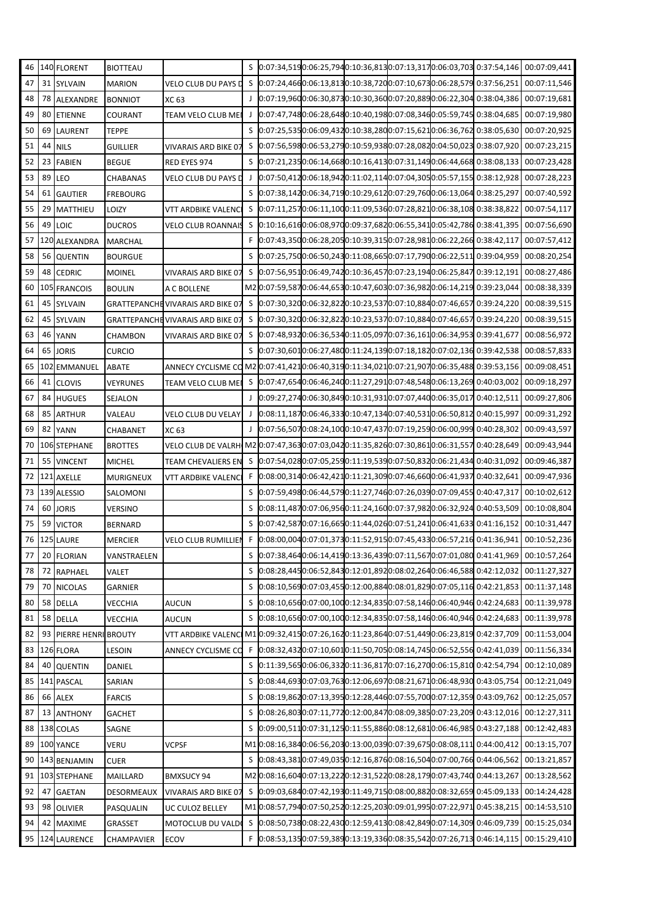| 46 | 140 | FLORENT | BIOTTEAU | | S | 0:07:34,519 | 0:06:25,794 | 0:10:36,813 | 0:07:13,317 | 0:06:03,703 | 0:37:54,146 | 00:07:09,441 |
|---|---|---|---|---|---|---|---|---|---|---|---|---|
| 47 | 31 | SYLVAIN | MARION | VELO CLUB DU PAYS D | S | 0:07:24,466 | 0:06:13,813 | 0:10:38,720 | 0:07:10,673 | 0:06:28,579 | 0:37:56,251 | 00:07:11,546 |
| 48 | 78 | ALEXANDRE | BONNIOT | XC 63 | J | 0:07:19,960 | 0:06:30,873 | 0:10:30,360 | 0:07:20,889 | 0:06:22,304 | 0:38:04,386 | 00:07:19,681 |
| 49 | 80 | ETIENNE | COURANT | TEAM VELO CLUB MEI | J | 0:07:47,748 | 0:06:28,648 | 0:10:40,198 | 0:07:08,346 | 0:05:59,745 | 0:38:04,685 | 00:07:19,980 |
| 50 | 69 | LAURENT | TEPPE | | S | 0:07:25,535 | 0:06:09,432 | 0:10:38,280 | 0:07:15,621 | 0:06:36,762 | 0:38:05,630 | 00:07:20,925 |
| 51 | 44 | NILS | GUILLIER | VIVARAIS ARD BIKE 07 | S | 0:07:56,598 | 0:06:53,279 | 0:10:59,938 | 0:07:28,082 | 0:04:50,023 | 0:38:07,920 | 00:07:23,215 |
| 52 | 23 | FABIEN | BEGUE | RED EYES 974 | S | 0:07:21,235 | 0:06:14,668 | 0:10:16,413 | 0:07:31,149 | 0:06:44,668 | 0:38:08,133 | 00:07:23,428 |
| 53 | 89 | LEO | CHABANAS | VELO CLUB DU PAYS D | J | 0:07:50,412 | 0:06:18,942 | 0:11:02,114 | 0:07:04,305 | 0:05:57,155 | 0:38:12,928 | 00:07:28,223 |
| 54 | 61 | GAUTIER | FREBOURG | | S | 0:07:38,142 | 0:06:34,719 | 0:10:29,612 | 0:07:29,760 | 0:06:13,064 | 0:38:25,297 | 00:07:40,592 |
| 55 | 29 | MATTHIEU | LOIZY | VTT ARDBIKE VALENCI | S | 0:07:11,257 | 0:06:11,100 | 0:11:09,536 | 0:07:28,821 | 0:06:38,108 | 0:38:38,822 | 00:07:54,117 |
| 56 | 49 | LOIC | DUCROS | VELO CLUB ROANNAIS | S | 0:10:16,616 | 0:06:08,970 | 0:09:37,682 | 0:06:55,341 | 0:05:42,786 | 0:38:41,395 | 00:07:56,690 |
| 57 | 120 | ALEXANDRA | MARCHAL | | F | 0:07:43,350 | 0:06:28,205 | 0:10:39,315 | 0:07:28,981 | 0:06:22,266 | 0:38:42,117 | 00:07:57,412 |
| 58 | 56 | QUENTIN | BOURGUE | | S | 0:07:25,750 | 0:06:50,243 | 0:11:08,665 | 0:07:17,790 | 0:06:22,511 | 0:39:04,959 | 00:08:20,254 |
| 59 | 48 | CEDRIC | MOINEL | VIVARAIS ARD BIKE 07 | S | 0:07:56,951 | 0:06:49,742 | 0:10:36,457 | 0:07:23,194 | 0:06:25,847 | 0:39:12,191 | 00:08:27,486 |
| 60 | 105 | FRANCOIS | BOULIN | A C BOLLENE | M2 | 0:07:59,587 | 0:06:44,653 | 0:10:47,603 | 0:07:36,982 | 0:06:14,219 | 0:39:23,044 | 00:08:38,339 |
| 61 | 45 | SYLVAIN | GRATTEPANCHE | VIVARAIS ARD BIKE 07 | S | 0:07:30,320 | 0:06:32,822 | 0:10:23,537 | 0:07:10,884 | 0:07:46,657 | 0:39:24,220 | 00:08:39,515 |
| 62 | 45 | SYLVAIN | GRATTEPANCHE | VIVARAIS ARD BIKE 07 | S | 0:07:30,320 | 0:06:32,822 | 0:10:23,537 | 0:07:10,884 | 0:07:46,657 | 0:39:24,220 | 00:08:39,515 |
| 63 | 46 | YANN | CHAMBON | VIVARAIS ARD BIKE 07 | S | 0:07:48,932 | 0:06:36,534 | 0:11:05,097 | 0:07:36,161 | 0:06:34,953 | 0:39:41,677 | 00:08:56,972 |
| 64 | 65 | JORIS | CURCIO | | S | 0:07:30,601 | 0:06:27,480 | 0:11:24,139 | 0:07:18,182 | 0:07:02,136 | 0:39:42,538 | 00:08:57,833 |
| 65 | 102 | EMMANUEL | ABATE | ANNECY CYCLISME CO | M2 | 0:07:41,421 | 0:06:40,319 | 0:11:34,021 | 0:07:21,907 | 0:06:35,488 | 0:39:53,156 | 00:09:08,451 |
| 66 | 41 | CLOVIS | VEYRUNES | TEAM VELO CLUB MEI | S | 0:07:47,654 | 0:06:46,240 | 0:11:27,291 | 0:07:48,548 | 0:06:13,269 | 0:40:03,002 | 00:09:18,297 |
| 67 | 84 | HUGUES | SEJALON | | J | 0:09:27,274 | 0:06:30,849 | 0:10:31,931 | 0:07:07,440 | 0:06:35,017 | 0:40:12,511 | 00:09:27,806 |
| 68 | 85 | ARTHUR | VALEAU | VELO CLUB DU VELAY | J | 0:08:11,187 | 0:06:46,333 | 0:10:47,134 | 0:07:40,531 | 0:06:50,812 | 0:40:15,997 | 00:09:31,292 |
| 69 | 82 | YANN | CHABANET | XC 63 | J | 0:07:56,507 | 0:08:24,100 | 0:10:47,437 | 0:07:19,259 | 0:06:00,999 | 0:40:28,302 | 00:09:43,597 |
| 70 | 106 | STEPHANE | BROTTES | VELO CLUB DE VALRH | M2 | 0:07:47,363 | 0:07:03,042 | 0:11:35,826 | 0:07:30,861 | 0:06:31,557 | 0:40:28,649 | 00:09:43,944 |
| 71 | 55 | VINCENT | MICHEL | TEAM CHEVALIERS EN | S | 0:07:54,028 | 0:07:05,259 | 0:11:19,539 | 0:07:50,832 | 0:06:21,434 | 0:40:31,092 | 00:09:46,387 |
| 72 | 121 | AXELLE | MURIGNEUX | VTT ARDBIKE VALENCI | F | 0:08:00,314 | 0:06:42,421 | 0:11:21,309 | 0:07:46,660 | 0:06:41,937 | 0:40:32,641 | 00:09:47,936 |
| 73 | 139 | ALESSIO | SALOMONI | | S | 0:07:59,498 | 0:06:44,579 | 0:11:27,746 | 0:07:26,039 | 0:07:09,455 | 0:40:47,317 | 00:10:02,612 |
| 74 | 60 | JORIS | VERSINO | | S | 0:08:11,487 | 0:07:06,956 | 0:11:24,160 | 0:07:37,982 | 0:06:32,924 | 0:40:53,509 | 00:10:08,804 |
| 75 | 59 | VICTOR | BERNARD | | S | 0:07:42,587 | 0:07:16,665 | 0:11:44,026 | 0:07:51,241 | 0:06:41,633 | 0:41:16,152 | 00:10:31,447 |
| 76 | 125 | LAURE | MERCIER | VELO CLUB RUMILLIEN | F | 0:08:00,004 | 0:07:01,373 | 0:11:52,915 | 0:07:45,433 | 0:06:57,216 | 0:41:36,941 | 00:10:52,236 |
| 77 | 20 | FLORIAN | VANSTRAELEN | | S | 0:07:38,464 | 0:06:14,419 | 0:13:36,439 | 0:07:11,567 | 0:07:01,080 | 0:41:41,969 | 00:10:57,264 |
| 78 | 72 | RAPHAEL | VALET | | S | 0:08:28,445 | 0:06:52,843 | 0:12:01,892 | 0:08:02,264 | 0:06:46,588 | 0:42:12,032 | 00:11:27,327 |
| 79 | 70 | NICOLAS | GARNIER | | S | 0:08:10,569 | 0:07:03,455 | 0:12:00,884 | 0:08:01,829 | 0:07:05,116 | 0:42:21,853 | 00:11:37,148 |
| 80 | 58 | DELLA | VECCHIA | AUCUN | S | 0:08:10,656 | 0:07:00,100 | 0:12:34,835 | 0:07:58,146 | 0:06:40,946 | 0:42:24,683 | 00:11:39,978 |
| 81 | 58 | DELLA | VECCHIA | AUCUN | S | 0:08:10,656 | 0:07:00,100 | 0:12:34,835 | 0:07:58,146 | 0:06:40,946 | 0:42:24,683 | 00:11:39,978 |
| 82 | 93 | PIERRE HENRI | BROUTY | VTT ARDBIKE VALENCI | M1 | 0:09:32,415 | 0:07:26,162 | 0:11:23,864 | 0:07:51,449 | 0:06:23,819 | 0:42:37,709 | 00:11:53,004 |
| 83 | 126 | FLORA | LESOIN | ANNECY CYCLISME CO | F | 0:08:32,432 | 0:07:10,601 | 0:11:50,705 | 0:08:14,745 | 0:06:52,556 | 0:42:41,039 | 00:11:56,334 |
| 84 | 40 | QUENTIN | DANIEL | | S | 0:11:39,565 | 0:06:06,332 | 0:11:36,817 | 0:07:16,270 | 0:06:15,810 | 0:42:54,794 | 00:12:10,089 |
| 85 | 141 | PASCAL | SARIAN | | S | 0:08:44,693 | 0:07:03,763 | 0:12:06,697 | 0:08:21,671 | 0:06:48,930 | 0:43:05,754 | 00:12:21,049 |
| 86 | 66 | ALEX | FARCIS | | S | 0:08:19,862 | 0:07:13,395 | 0:12:28,446 | 0:07:55,700 | 0:07:12,359 | 0:43:09,762 | 00:12:25,057 |
| 87 | 13 | ANTHONY | GACHET | | S | 0:08:26,803 | 0:07:11,772 | 0:12:00,847 | 0:08:09,385 | 0:07:23,209 | 0:43:12,016 | 00:12:27,311 |
| 88 | 138 | COLAS | SAGNE | | S | 0:09:00,511 | 0:07:31,125 | 0:11:55,886 | 0:08:12,681 | 0:06:46,985 | 0:43:27,188 | 00:12:42,483 |
| 89 | 100 | YANCE | VERU | VCPSF | M1 | 0:08:16,384 | 0:06:56,203 | 0:13:00,039 | 0:07:39,675 | 0:08:08,111 | 0:44:00,412 | 00:13:15,707 |
| 90 | 143 | BENJAMIN | CUER | | S | 0:08:43,381 | 0:07:49,035 | 0:12:16,876 | 0:08:16,504 | 0:07:00,766 | 0:44:06,562 | 00:13:21,857 |
| 91 | 103 | STEPHANE | MAILLARD | BMXSUCY 94 | M2 | 0:08:16,604 | 0:07:13,222 | 0:12:31,522 | 0:08:28,179 | 0:07:43,740 | 0:44:13,267 | 00:13:28,562 |
| 92 | 47 | GAETAN | DESORMEAUX | VIVARAIS ARD BIKE 07 | S | 0:09:03,684 | 0:07:42,193 | 0:11:49,715 | 0:08:00,882 | 0:08:32,659 | 0:45:09,133 | 00:14:24,428 |
| 93 | 98 | OLIVIER | PASQUALIN | UC CULOZ BELLEY | M1 | 0:08:57,794 | 0:07:50,252 | 0:12:25,203 | 0:09:01,995 | 0:07:22,971 | 0:45:38,215 | 00:14:53,510 |
| 94 | 42 | MAXIME | GRASSET | MOTOCLUB DU VALDO | S | 0:08:50,738 | 0:08:22,430 | 0:12:59,413 | 0:08:42,849 | 0:07:14,309 | 0:46:09,739 | 00:15:25,034 |
| 95 | 124 | LAURENCE | CHAMPAVIER | ECOV | F | 0:08:53,135 | 0:07:59,389 | 0:13:19,336 | 0:08:35,542 | 0:07:26,713 | 0:46:14,115 | 00:15:29,410 |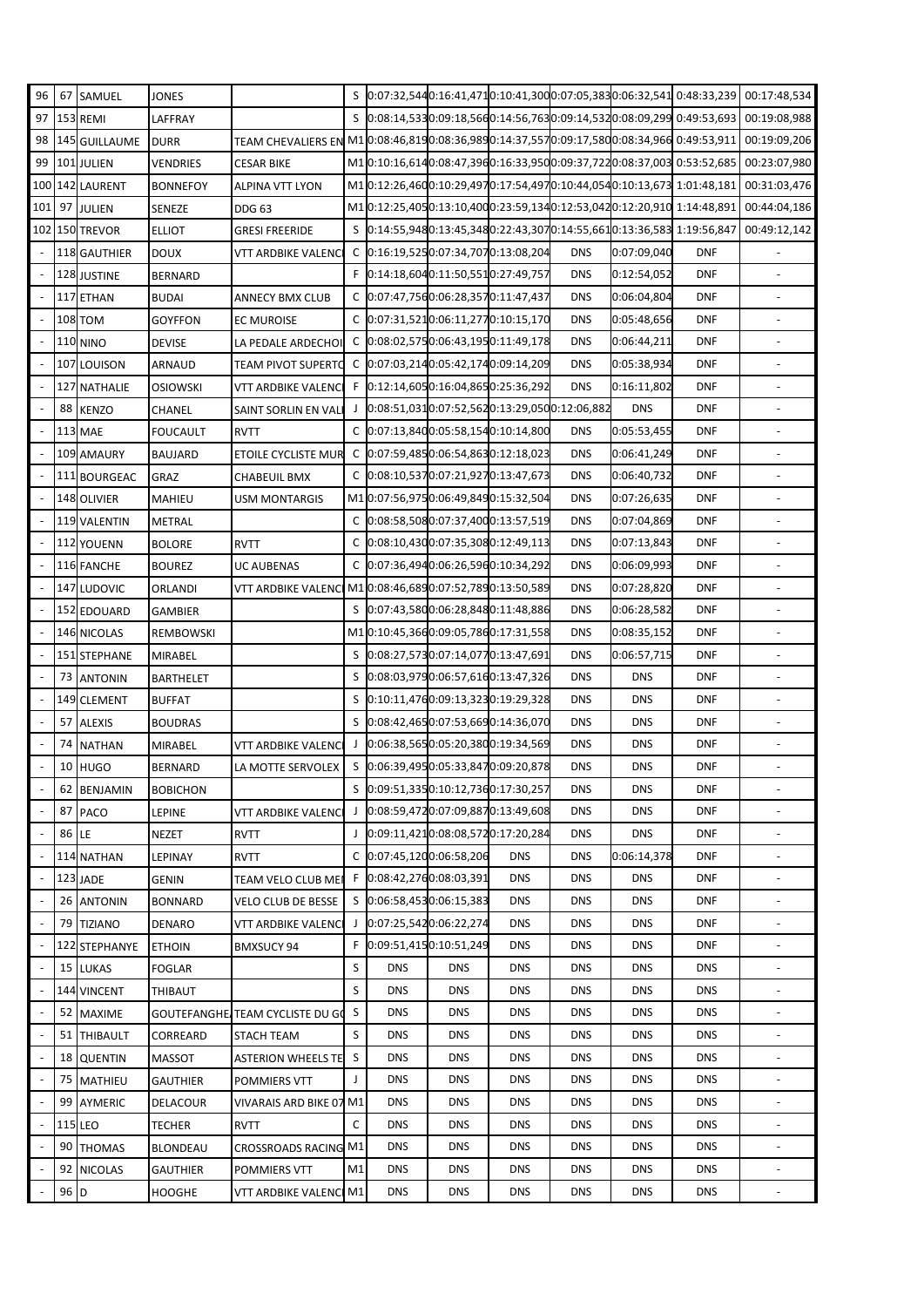| 96 | 67 | SAMUEL | JONES | | S | 0:07:32,544 | 0:16:41,471 | 0:10:41,300 | 0:07:05,383 | 0:06:32,541 | 0:48:33,239 | 00:17:48,534 |
|---|---|---|---|---|---|---|---|---|---|---|---|---|
| 97 | 153 | REMI | LAFFRAY | | S | 0:08:14,533 | 0:09:18,566 | 0:14:56,763 | 0:09:14,532 | 0:08:09,299 | 0:49:53,693 | 00:19:08,988 |
| 98 | 145 | GUILLAUME | DURR | TEAM CHEVALIERS EN | M1 | 0:08:46,819 | 0:08:36,989 | 0:14:37,557 | 0:09:17,580 | 0:08:34,966 | 0:49:53,911 | 00:19:09,206 |
| 99 | 101 | JULIEN | VENDRIES | CESAR BIKE | M1 | 0:10:16,614 | 0:08:47,396 | 0:16:33,950 | 0:09:37,722 | 0:08:37,003 | 0:53:52,685 | 00:23:07,980 |
| 100 | 142 | LAURENT | BONNEFOY | ALPINA VTT LYON | M1 | 0:12:26,460 | 0:10:29,497 | 0:17:54,497 | 0:10:44,054 | 0:10:13,673 | 1:01:48,181 | 00:31:03,476 |
| 101 | 97 | JULIEN | SENEZE | DDG 63 | M1 | 0:12:25,405 | 0:13:10,400 | 0:23:59,134 | 0:12:53,042 | 0:12:20,910 | 1:14:48,891 | 00:44:04,186 |
| 102 | 150 | TREVOR | ELLIOT | GRESI FREERIDE | S | 0:14:55,948 | 0:13:45,348 | 0:22:43,307 | 0:14:55,661 | 0:13:36,583 | 1:19:56,847 | 00:49:12,142 |
| - | 118 | GAUTHIER | DOUX | VTT ARDBIKE VALENCI | C | 0:16:19,525 | 0:07:34,707 | 0:13:08,204 | DNS | 0:07:09,040 | DNF | - |
| - | 128 | JUSTINE | BERNARD | | F | 0:14:18,604 | 0:11:50,551 | 0:27:49,757 | DNS | 0:12:54,052 | DNF | - |
| - | 117 | ETHAN | BUDAI | ANNECY BMX CLUB | C | 0:07:47,756 | 0:06:28,357 | 0:11:47,437 | DNS | 0:06:04,804 | DNF | - |
| - | 108 | TOM | GOYFFON | EC MUROISE | C | 0:07:31,521 | 0:06:11,277 | 0:10:15,170 | DNS | 0:05:48,656 | DNF | - |
| - | 110 | NINO | DEVISE | LA PEDALE ARDECHOI | C | 0:08:02,575 | 0:06:43,195 | 0:11:49,178 | DNS | 0:06:44,211 | DNF | - |
| - | 107 | LOUISON | ARNAUD | TEAM PIVOT SUPERTO | C | 0:07:03,214 | 0:05:42,174 | 0:09:14,209 | DNS | 0:05:38,934 | DNF | - |
| - | 127 | NATHALIE | OSIOWSKI | VTT ARDBIKE VALENCI | F | 0:12:14,605 | 0:16:04,865 | 0:25:36,292 | DNS | 0:16:11,802 | DNF | - |
| - | 88 | KENZO | CHANEL | SAINT SORLIN EN VALL | J | 0:08:51,031 | 0:07:52,562 | 0:13:29,050 | 0:12:06,882 | DNS | DNF | - |
| - | 113 | MAE | FOUCAULT | RVTT | C | 0:07:13,840 | 0:05:58,154 | 0:10:14,800 | DNS | 0:05:53,455 | DNF | - |
| - | 109 | AMAURY | BAUJARD | ETOILE CYCLISTE MUR | C | 0:07:59,485 | 0:06:54,863 | 0:12:18,023 | DNS | 0:06:41,249 | DNF | - |
| - | 111 | BOURGEAC | GRAZ | CHABEUIL BMX | C | 0:08:10,537 | 0:07:21,927 | 0:13:47,673 | DNS | 0:06:40,732 | DNF | - |
| - | 148 | OLIVIER | MAHIEU | USM MONTARGIS | M1 | 0:07:56,975 | 0:06:49,849 | 0:15:32,504 | DNS | 0:07:26,635 | DNF | - |
| - | 119 | VALENTIN | METRAL | | C | 0:08:58,508 | 0:07:37,400 | 0:13:57,519 | DNS | 0:07:04,869 | DNF | - |
| - | 112 | YOUENN | BOLORE | RVTT | C | 0:08:10,430 | 0:07:35,308 | 0:12:49,113 | DNS | 0:07:13,843 | DNF | - |
| - | 116 | FANCHE | BOUREZ | UC AUBENAS | C | 0:07:36,494 | 0:06:26,596 | 0:10:34,292 | DNS | 0:06:09,993 | DNF | - |
| - | 147 | LUDOVIC | ORLANDI | VTT ARDBIKE VALENCI | M1 | 0:08:46,689 | 0:07:52,789 | 0:13:50,589 | DNS | 0:07:28,820 | DNF | - |
| - | 152 | EDOUARD | GAMBIER | | S | 0:07:43,580 | 0:06:28,848 | 0:11:48,886 | DNS | 0:06:28,582 | DNF | - |
| - | 146 | NICOLAS | REMBOWSKI | | M1 | 0:10:45,366 | 0:09:05,786 | 0:17:31,558 | DNS | 0:08:35,152 | DNF | - |
| - | 151 | STEPHANE | MIRABEL | | S | 0:08:27,573 | 0:07:14,077 | 0:13:47,691 | DNS | 0:06:57,715 | DNF | - |
| - | 73 | ANTONIN | BARTHELET | | S | 0:08:03,979 | 0:06:57,616 | 0:13:47,326 | DNS | DNS | DNF | - |
| - | 149 | CLEMENT | BUFFAT | | S | 0:10:11,476 | 0:09:13,323 | 0:19:29,328 | DNS | DNS | DNF | - |
| - | 57 | ALEXIS | BOUDRAS | | S | 0:08:42,465 | 0:07:53,669 | 0:14:36,070 | DNS | DNS | DNF | - |
| - | 74 | NATHAN | MIRABEL | VTT ARDBIKE VALENCI | J | 0:06:38,565 | 0:05:20,380 | 0:19:34,569 | DNS | DNS | DNF | - |
| - | 10 | HUGO | BERNARD | LA MOTTE SERVOLEX | S | 0:06:39,495 | 0:05:33,847 | 0:09:20,878 | DNS | DNS | DNF | - |
| - | 62 | BENJAMIN | BOBICHON | | S | 0:09:51,335 | 0:10:12,736 | 0:17:30,257 | DNS | DNS | DNF | - |
| - | 87 | PACO | LEPINE | VTT ARDBIKE VALENCI | J | 0:08:59,472 | 0:07:09,887 | 0:13:49,608 | DNS | DNS | DNF | - |
| - | 86 | LE | NEZET | RVTT | J | 0:09:11,421 | 0:08:08,572 | 0:17:20,284 | DNS | DNS | DNF | - |
| - | 114 | NATHAN | LEPINAY | RVTT | C | 0:07:45,120 | 0:06:58,206 | DNS | DNS | 0:06:14,378 | DNF | - |
| - | 123 | JADE | GENIN | TEAM VELO CLUB MEI | F | 0:08:42,276 | 0:08:03,391 | DNS | DNS | DNS | DNF | - |
| - | 26 | ANTONIN | BONNARD | VELO CLUB DE BESSE | S | 0:06:58,453 | 0:06:15,383 | DNS | DNS | DNS | DNF | - |
| - | 79 | TIZIANO | DENARO | VTT ARDBIKE VALENCI | J | 0:07:25,542 | 0:06:22,274 | DNS | DNS | DNS | DNF | - |
| - | 122 | STEPHANYE | ETHOIN | BMXSUCY 94 | F | 0:09:51,415 | 0:10:51,249 | DNS | DNS | DNS | DNF | - |
| - | 15 | LUKAS | FOGLAR | | S | DNS | DNS | DNS | DNS | DNS | DNS | - |
| - | 144 | VINCENT | THIBAUT | | S | DNS | DNS | DNS | DNS | DNS | DNS | - |
| - | 52 | MAXIME | GOUTEFANGHE | TEAM CYCLISTE DU GO | S | DNS | DNS | DNS | DNS | DNS | DNS | - |
| - | 51 | THIBAULT | CORREARD | STACH TEAM | S | DNS | DNS | DNS | DNS | DNS | DNS | - |
| - | 18 | QUENTIN | MASSOT | ASTERION WHEELS TE | S | DNS | DNS | DNS | DNS | DNS | DNS | - |
| - | 75 | MATHIEU | GAUTHIER | POMMIERS VTT | J | DNS | DNS | DNS | DNS | DNS | DNS | - |
| - | 99 | AYMERIC | DELACOUR | VIVARAIS ARD BIKE 07 | M1 | DNS | DNS | DNS | DNS | DNS | DNS | - |
| - | 115 | LEO | TECHER | RVTT | C | DNS | DNS | DNS | DNS | DNS | DNS | - |
| - | 90 | THOMAS | BLONDEAU | CROSSROADS RACING | M1 | DNS | DNS | DNS | DNS | DNS | DNS | - |
| - | 92 | NICOLAS | GAUTHIER | POMMIERS VTT | M1 | DNS | DNS | DNS | DNS | DNS | DNS | - |
| - | 96 | D | HOOGHE | VTT ARDBIKE VALENCI | M1 | DNS | DNS | DNS | DNS | DNS | DNS | - |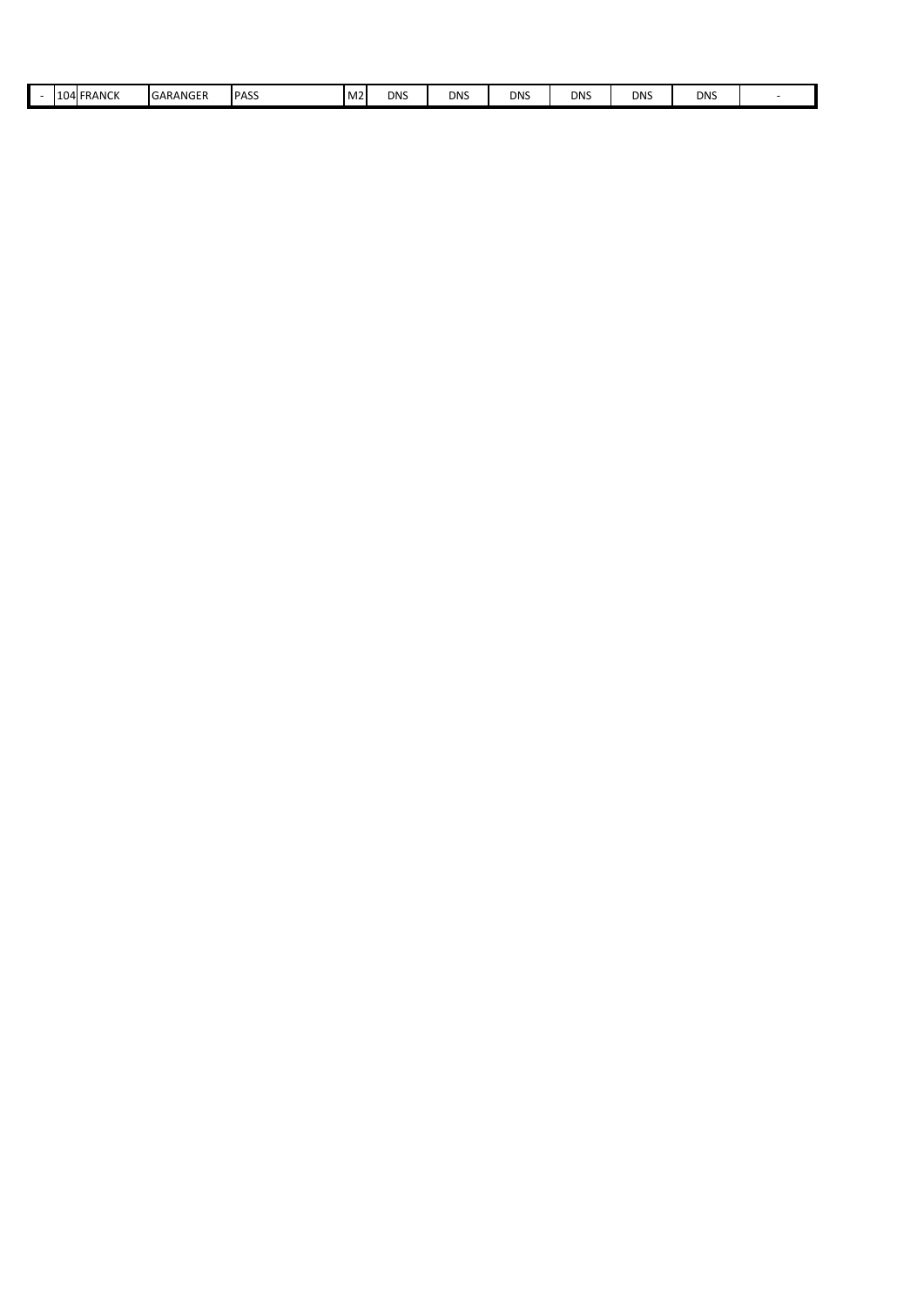| - | 104 | FRANCK | GARANGER | PASS | M2 | DNS | DNS | DNS | DNS | DNS | DNS | - |
|---|---|---|---|---|---|---|---|---|---|---|---|---|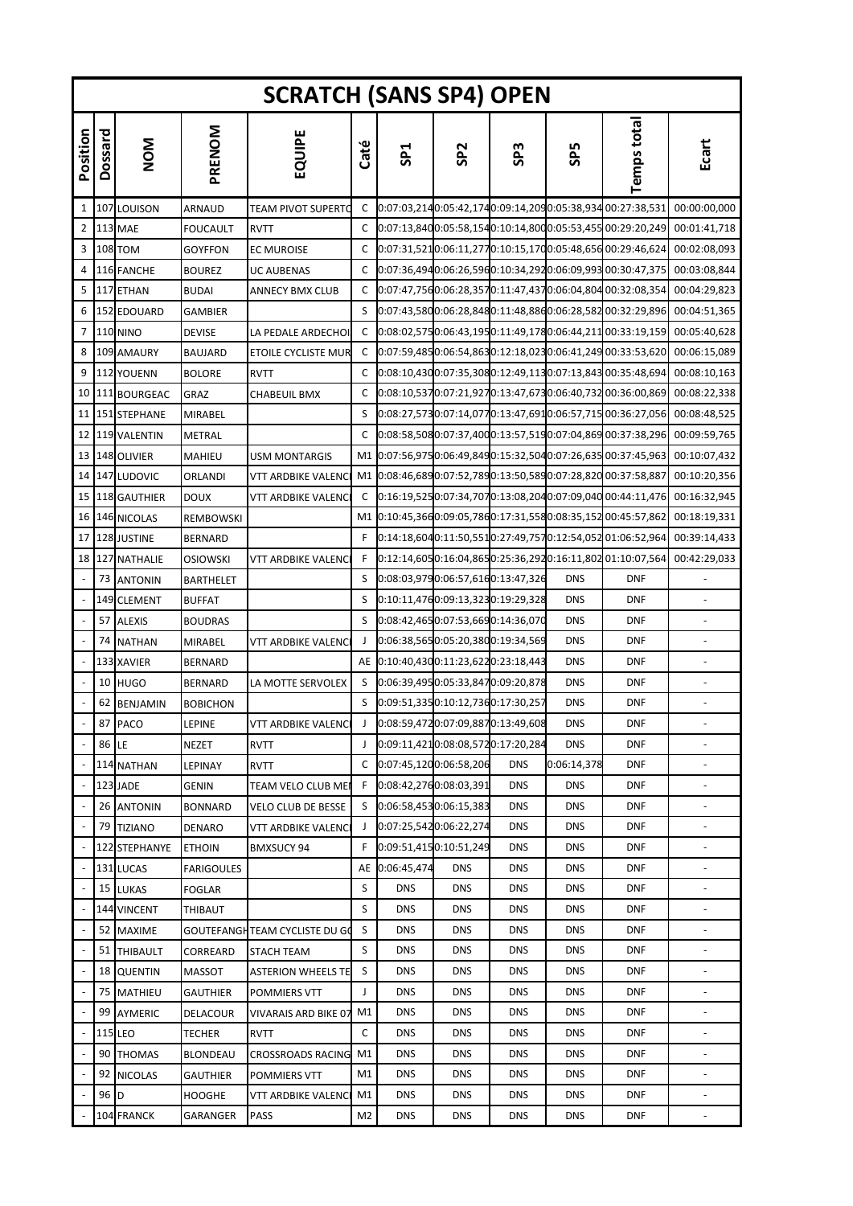# SCRATCH (SANS SP4) OPEN

| Position | Dossard | NOM | PRENOM | EQUIPE | Caté | SP1 | SP2 | SP3 | SP5 | Temps total | Ecart |
|---|---|---|---|---|---|---|---|---|---|---|---|
| 1 | 107 | LOUISON | ARNAUD | TEAM PIVOT SUPERTO | C | 0:07:03,214 | 0:05:42,174 | 0:09:14,209 | 0:05:38,934 | 00:27:38,531 | 00:00:00,000 |
| 2 | 113 | MAE | FOUCAULT | RVTT | C | 0:07:13,840 | 0:05:58,154 | 0:10:14,800 | 0:05:53,455 | 00:29:20,249 | 00:01:41,718 |
| 3 | 108 | TOM | GOYFFON | EC MUROISE | C | 0:07:31,521 | 0:06:11,277 | 0:10:15,170 | 0:05:48,656 | 00:29:46,624 | 00:02:08,093 |
| 4 | 116 | FANCHE | BOUREZ | UC AUBENAS | C | 0:07:36,494 | 0:06:26,596 | 0:10:34,292 | 0:06:09,993 | 00:30:47,375 | 00:03:08,844 |
| 5 | 117 | ETHAN | BUDAI | ANNECY BMX CLUB | C | 0:07:47,756 | 0:06:28,357 | 0:11:47,437 | 0:06:04,804 | 00:32:08,354 | 00:04:29,823 |
| 6 | 152 | EDOUARD | GAMBIER | | S | 0:07:43,580 | 0:06:28,848 | 0:11:48,886 | 0:06:28,582 | 00:32:29,896 | 00:04:51,365 |
| 7 | 110 | NINO | DEVISE | LA PEDALE ARDECHOI | C | 0:08:02,575 | 0:06:43,195 | 0:11:49,178 | 0:06:44,211 | 00:33:19,159 | 00:05:40,628 |
| 8 | 109 | AMAURY | BAUJARD | ETOILE CYCLISTE MUR | C | 0:07:59,485 | 0:06:54,863 | 0:12:18,023 | 0:06:41,249 | 00:33:53,620 | 00:06:15,089 |
| 9 | 112 | YOUENN | BOLORE | RVTT | C | 0:08:10,430 | 0:07:35,308 | 0:12:49,113 | 0:07:13,843 | 00:35:48,694 | 00:08:10,163 |
| 10 | 111 | BOURGEAC | GRAZ | CHABEUIL BMX | C | 0:08:10,537 | 0:07:21,927 | 0:13:47,673 | 0:06:40,732 | 00:36:00,869 | 00:08:22,338 |
| 11 | 151 | STEPHANE | MIRABEL | | S | 0:08:27,573 | 0:07:14,077 | 0:13:47,691 | 0:06:57,715 | 00:36:27,056 | 00:08:48,525 |
| 12 | 119 | VALENTIN | METRAL | | C | 0:08:58,508 | 0:07:37,400 | 0:13:57,519 | 0:07:04,869 | 00:37:38,296 | 00:09:59,765 |
| 13 | 148 | OLIVIER | MAHIEU | USM MONTARGIS | M1 | 0:07:56,975 | 0:06:49,849 | 0:15:32,504 | 0:07:26,635 | 00:37:45,963 | 00:10:07,432 |
| 14 | 147 | LUDOVIC | ORLANDI | VTT ARDBIKE VALENCI | M1 | 0:08:46,689 | 0:07:52,789 | 0:13:50,589 | 0:07:28,820 | 00:37:58,887 | 00:10:20,356 |
| 15 | 118 | GAUTHIER | DOUX | VTT ARDBIKE VALENCI | C | 0:16:19,525 | 0:07:34,707 | 0:13:08,204 | 0:07:09,040 | 00:44:11,476 | 00:16:32,945 |
| 16 | 146 | NICOLAS | REMBOWSKI | | M1 | 0:10:45,366 | 0:09:05,786 | 0:17:31,558 | 0:08:35,152 | 00:45:57,862 | 00:18:19,331 |
| 17 | 128 | JUSTINE | BERNARD | | F | 0:14:18,604 | 0:11:50,551 | 0:27:49,757 | 0:12:54,052 | 01:06:52,964 | 00:39:14,433 |
| 18 | 127 | NATHALIE | OSIOWSKI | VTT ARDBIKE VALENCI | F | 0:12:14,605 | 0:16:04,865 | 0:25:36,292 | 0:16:11,802 | 01:10:07,564 | 00:42:29,033 |
| - | 73 | ANTONIN | BARTHELET | | S | 0:08:03,979 | 0:06:57,616 | 0:13:47,326 | DNS | DNF | - |
| - | 149 | CLEMENT | BUFFAT | | S | 0:10:11,476 | 0:09:13,323 | 0:19:29,328 | DNS | DNF | - |
| - | 57 | ALEXIS | BOUDRAS | | S | 0:08:42,465 | 0:07:53,669 | 0:14:36,070 | DNS | DNF | - |
| - | 74 | NATHAN | MIRABEL | VTT ARDBIKE VALENCI | J | 0:06:38,565 | 0:05:20,380 | 0:19:34,569 | DNS | DNF | - |
| - | 133 | XAVIER | BERNARD | | AE | 0:10:40,430 | 0:11:23,622 | 0:23:18,443 | DNS | DNF | - |
| - | 10 | HUGO | BERNARD | LA MOTTE SERVOLEX | S | 0:06:39,495 | 0:05:33,847 | 0:09:20,878 | DNS | DNF | - |
| - | 62 | BENJAMIN | BOBICHON | | S | 0:09:51,335 | 0:10:12,736 | 0:17:30,257 | DNS | DNF | - |
| - | 87 | PACO | LEPINE | VTT ARDBIKE VALENCI | J | 0:08:59,472 | 0:07:09,887 | 0:13:49,608 | DNS | DNF | - |
| - | 86 | LE | NEZET | RVTT | J | 0:09:11,421 | 0:08:08,572 | 0:17:20,284 | DNS | DNF | - |
| - | 114 | NATHAN | LEPINAY | RVTT | C | 0:07:45,120 | 0:06:58,206 | DNS | 0:06:14,378 | DNF | - |
| - | 123 | JADE | GENIN | TEAM VELO CLUB MEI | F | 0:08:42,276 | 0:08:03,391 | DNS | DNS | DNF | - |
| - | 26 | ANTONIN | BONNARD | VELO CLUB DE BESSE | S | 0:06:58,453 | 0:06:15,383 | DNS | DNS | DNF | - |
| - | 79 | TIZIANO | DENARO | VTT ARDBIKE VALENCI | J | 0:07:25,542 | 0:06:22,274 | DNS | DNS | DNF | - |
| - | 122 | STEPHANYE | ETHOIN | BMXSUCY 94 | F | 0:09:51,415 | 0:10:51,249 | DNS | DNS | DNF | - |
| - | 131 | LUCAS | FARIGOULES | | AE | 0:06:45,474 | DNS | DNS | DNS | DNF | - |
| - | 15 | LUKAS | FOGLAR | | S | DNS | DNS | DNS | DNS | DNF | - |
| - | 144 | VINCENT | THIBAUT | | S | DNS | DNS | DNS | DNS | DNF | - |
| - | 52 | MAXIME | GOUTEFANGH | TEAM CYCLISTE DU GO | S | DNS | DNS | DNS | DNS | DNF | - |
| - | 51 | THIBAULT | CORREARD | STACH TEAM | S | DNS | DNS | DNS | DNS | DNF | - |
| - | 18 | QUENTIN | MASSOT | ASTERION WHEELS TE | S | DNS | DNS | DNS | DNS | DNF | - |
| - | 75 | MATHIEU | GAUTHIER | POMMIERS VTT | J | DNS | DNS | DNS | DNS | DNF | - |
| - | 99 | AYMERIC | DELACOUR | VIVARAIS ARD BIKE 07 | M1 | DNS | DNS | DNS | DNS | DNF | - |
| - | 115 | LEO | TECHER | RVTT | C | DNS | DNS | DNS | DNS | DNF | - |
| - | 90 | THOMAS | BLONDEAU | CROSSROADS RACING | M1 | DNS | DNS | DNS | DNS | DNF | - |
| - | 92 | NICOLAS | GAUTHIER | POMMIERS VTT | M1 | DNS | DNS | DNS | DNS | DNF | - |
| - | 96 | D | HOOGHE | VTT ARDBIKE VALENCI | M1 | DNS | DNS | DNS | DNS | DNF | - |
| - | 104 | FRANCK | GARANGER | PASS | M2 | DNS | DNS | DNS | DNS | DNF | - |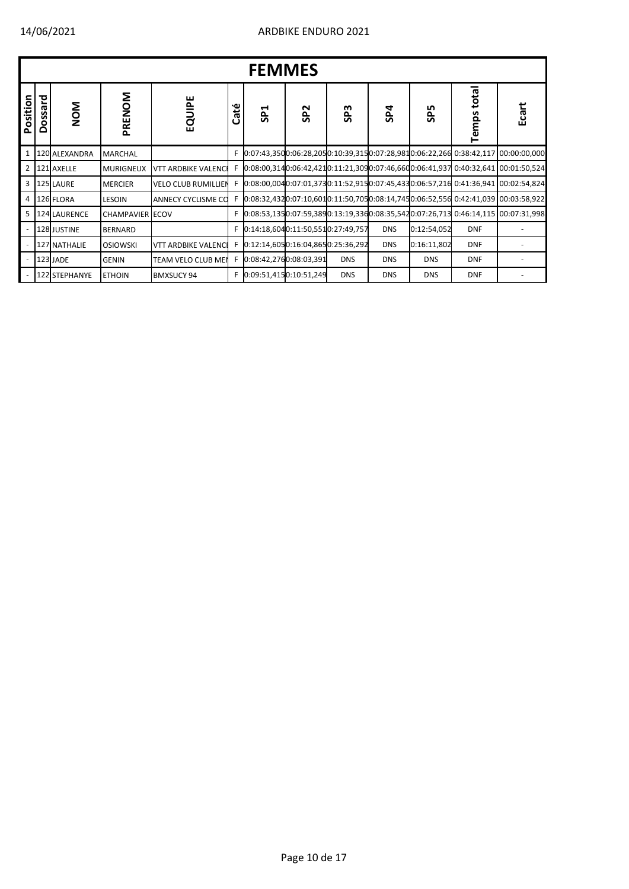# FEMMES

| Position | Dossard | NOM | PRENOM | EQUIPE | Caté | SP1 | SP2 | SP3 | SP4 | SP5 | Temps total | Ecart |
|---|---|---|---|---|---|---|---|---|---|---|---|---|
| 1 | 120 | ALEXANDRA | MARCHAL | | F | 0:07:43,350 | 0:06:28,205 | 0:10:39,315 | 0:07:28,981 | 0:06:22,266 | 0:38:42,117 | 00:00:00,000 |
| 2 | 121 | AXELLE | MURIGNEUX | VTT ARDBIKE VALENCI | F | 0:08:00,314 | 0:06:42,421 | 0:11:21,309 | 0:07:46,660 | 0:06:41,937 | 0:40:32,641 | 00:01:50,524 |
| 3 | 125 | LAURE | MERCIER | VELO CLUB RUMILLIEN | F | 0:08:00,004 | 0:07:01,373 | 0:11:52,915 | 0:07:45,433 | 0:06:57,216 | 0:41:36,941 | 00:02:54,824 |
| 4 | 126 | FLORA | LESOIN | ANNECY CYCLISME CO | F | 0:08:32,432 | 0:07:10,601 | 0:11:50,705 | 0:08:14,745 | 0:06:52,556 | 0:42:41,039 | 00:03:58,922 |
| 5 | 124 | LAURENCE | CHAMPAVIER | ECOV | F | 0:08:53,135 | 0:07:59,389 | 0:13:19,336 | 0:08:35,542 | 0:07:26,713 | 0:46:14,115 | 00:07:31,998 |
| - | 128 | JUSTINE | BERNARD | | F | 0:14:18,604 | 0:11:50,551 | 0:27:49,757 | DNS | 0:12:54,052 | DNF | - |
| - | 127 | NATHALIE | OSIOWSKI | VTT ARDBIKE VALENCI | F | 0:12:14,605 | 0:16:04,865 | 0:25:36,292 | DNS | 0:16:11,802 | DNF | - |
| - | 123 | JADE | GENIN | TEAM VELO CLUB MEI | F | 0:08:42,276 | 0:08:03,391 | DNS | DNS | DNS | DNF | - |
| - | 122 | STEPHANYE | ETHOIN | BMXSUCY 94 | F | 0:09:51,415 | 0:10:51,249 | DNS | DNS | DNS | DNF | - |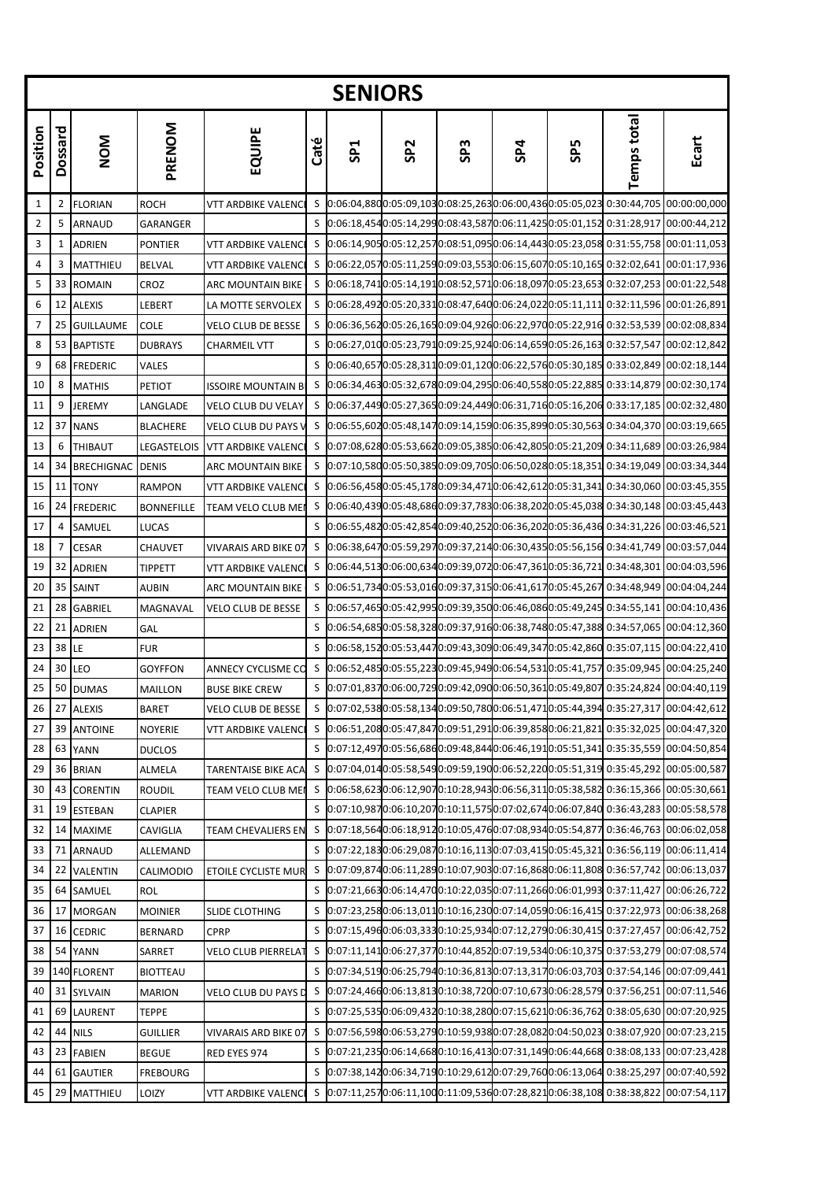# SENIORS

| Position | Dossard | NOM | PRENOM | EQUIPE | Caté | SP1 | SP2 | SP3 | SP4 | SP5 | Temps total | Ecart |
|---|---|---|---|---|---|---|---|---|---|---|---|---|
| 1 | 2 | FLORIAN | ROCH | VTT ARDBIKE VALENCI | S | 0:06:04,880 | 0:05:09,103 | 0:08:25,263 | 0:06:00,436 | 0:05:05,023 | 0:30:44,705 | 00:00:00,000 |
| 2 | 5 | ARNAUD | GARANGER | | S | 0:06:18,454 | 0:05:14,299 | 0:08:43,587 | 0:06:11,425 | 0:05:01,152 | 0:31:28,917 | 00:00:44,212 |
| 3 | 1 | ADRIEN | PONTIER | VTT ARDBIKE VALENCI | S | 0:06:14,905 | 0:05:12,257 | 0:08:51,095 | 0:06:14,443 | 0:05:23,058 | 0:31:55,758 | 00:01:11,053 |
| 4 | 3 | MATTHIEU | BELVAL | VTT ARDBIKE VALENCI | S | 0:06:22,057 | 0:05:11,259 | 0:09:03,553 | 0:06:15,607 | 0:05:10,165 | 0:32:02,641 | 00:01:17,936 |
| 5 | 33 | ROMAIN | CROZ | ARC MOUNTAIN BIKE | S | 0:06:18,741 | 0:05:14,191 | 0:08:52,571 | 0:06:18,097 | 0:05:23,653 | 0:32:07,253 | 00:01:22,548 |
| 6 | 12 | ALEXIS | LEBERT | LA MOTTE SERVOLEX | S | 0:06:28,492 | 0:05:20,331 | 0:08:47,640 | 0:06:24,022 | 0:05:11,111 | 0:32:11,596 | 00:01:26,891 |
| 7 | 25 | GUILLAUME | COLE | VELO CLUB DE BESSE | S | 0:06:36,562 | 0:05:26,165 | 0:09:04,926 | 0:06:22,970 | 0:05:22,916 | 0:32:53,539 | 00:02:08,834 |
| 8 | 53 | BAPTISTE | DUBRAYS | CHARMEIL VTT | S | 0:06:27,010 | 0:05:23,791 | 0:09:25,924 | 0:06:14,659 | 0:05:26,163 | 0:32:57,547 | 00:02:12,842 |
| 9 | 68 | FREDERIC | VALES | | S | 0:06:40,657 | 0:05:28,311 | 0:09:01,120 | 0:06:22,576 | 0:05:30,185 | 0:33:02,849 | 00:02:18,144 |
| 10 | 8 | MATHIS | PETIOT | ISSOIRE MOUNTAIN B | S | 0:06:34,463 | 0:05:32,678 | 0:09:04,295 | 0:06:40,558 | 0:05:22,885 | 0:33:14,879 | 00:02:30,174 |
| 11 | 9 | JEREMY | LANGLADE | VELO CLUB DU VELAY | S | 0:06:37,449 | 0:05:27,365 | 0:09:24,449 | 0:06:31,716 | 0:05:16,206 | 0:33:17,185 | 00:02:32,480 |
| 12 | 37 | NANS | BLACHERE | VELO CLUB DU PAYS V | S | 0:06:55,602 | 0:05:48,147 | 0:09:14,159 | 0:06:35,899 | 0:05:30,563 | 0:34:04,370 | 00:03:19,665 |
| 13 | 6 | THIBAUT | LEGASTELOIS | VTT ARDBIKE VALENCI | S | 0:07:08,628 | 0:05:53,662 | 0:09:05,385 | 0:06:42,805 | 0:05:21,209 | 0:34:11,689 | 00:03:26,984 |
| 14 | 34 | BRECHIGNAC | DENIS | ARC MOUNTAIN BIKE | S | 0:07:10,580 | 0:05:50,385 | 0:09:09,705 | 0:06:50,028 | 0:05:18,351 | 0:34:19,049 | 00:03:34,344 |
| 15 | 11 | TONY | RAMPON | VTT ARDBIKE VALENCI | S | 0:06:56,458 | 0:05:45,178 | 0:09:34,471 | 0:06:42,612 | 0:05:31,341 | 0:34:30,060 | 00:03:45,355 |
| 16 | 24 | FREDERIC | BONNEFILLE | TEAM VELO CLUB MEI | S | 0:06:40,439 | 0:05:48,686 | 0:09:37,783 | 0:06:38,202 | 0:05:45,038 | 0:34:30,148 | 00:03:45,443 |
| 17 | 4 | SAMUEL | LUCAS | | S | 0:06:55,482 | 0:05:42,854 | 0:09:40,252 | 0:06:36,202 | 0:05:36,436 | 0:34:31,226 | 00:03:46,521 |
| 18 | 7 | CESAR | CHAUVET | VIVARAIS ARD BIKE 07 | S | 0:06:38,647 | 0:05:59,297 | 0:09:37,214 | 0:06:30,435 | 0:05:56,156 | 0:34:41,749 | 00:03:57,044 |
| 19 | 32 | ADRIEN | TIPPETT | VTT ARDBIKE VALENCI | S | 0:06:44,513 | 0:06:00,634 | 0:09:39,072 | 0:06:47,361 | 0:05:36,721 | 0:34:48,301 | 00:04:03,596 |
| 20 | 35 | SAINT | AUBIN | ARC MOUNTAIN BIKE | S | 0:06:51,734 | 0:05:53,016 | 0:09:37,315 | 0:06:41,617 | 0:05:45,267 | 0:34:48,949 | 00:04:04,244 |
| 21 | 28 | GABRIEL | MAGNAVAL | VELO CLUB DE BESSE | S | 0:06:57,465 | 0:05:42,995 | 0:09:39,350 | 0:06:46,086 | 0:05:49,245 | 0:34:55,141 | 00:04:10,436 |
| 22 | 21 | ADRIEN | GAL | | S | 0:06:54,685 | 0:05:58,328 | 0:09:37,916 | 0:06:38,748 | 0:05:47,388 | 0:34:57,065 | 00:04:12,360 |
| 23 | 38 | LE | FUR | | S | 0:06:58,152 | 0:05:53,447 | 0:09:43,309 | 0:06:49,347 | 0:05:42,860 | 0:35:07,115 | 00:04:22,410 |
| 24 | 30 | LEO | GOYFFON | ANNECY CYCLISME CO | S | 0:06:52,485 | 0:05:55,223 | 0:09:45,949 | 0:06:54,531 | 0:05:41,757 | 0:35:09,945 | 00:04:25,240 |
| 25 | 50 | DUMAS | MAILLON | BUSE BIKE CREW | S | 0:07:01,837 | 0:06:00,729 | 0:09:42,090 | 0:06:50,361 | 0:05:49,807 | 0:35:24,824 | 00:04:40,119 |
| 26 | 27 | ALEXIS | BARET | VELO CLUB DE BESSE | S | 0:07:02,538 | 0:05:58,134 | 0:09:50,780 | 0:06:51,471 | 0:05:44,394 | 0:35:27,317 | 00:04:42,612 |
| 27 | 39 | ANTOINE | NOYERIE | VTT ARDBIKE VALENCI | S | 0:06:51,208 | 0:05:47,847 | 0:09:51,291 | 0:06:39,858 | 0:06:21,821 | 0:35:32,025 | 00:04:47,320 |
| 28 | 63 | YANN | DUCLOS | | S | 0:07:12,497 | 0:05:56,686 | 0:09:48,844 | 0:06:46,191 | 0:05:51,341 | 0:35:35,559 | 00:04:50,854 |
| 29 | 36 | BRIAN | ALMELA | TARENTAISE BIKE ACA | S | 0:07:04,014 | 0:05:58,549 | 0:09:59,190 | 0:06:52,220 | 0:05:51,319 | 0:35:45,292 | 00:05:00,587 |
| 30 | 43 | CORENTIN | ROUDIL | TEAM VELO CLUB MEI | S | 0:06:58,623 | 0:06:12,907 | 0:10:28,943 | 0:06:56,311 | 0:05:38,582 | 0:36:15,366 | 00:05:30,661 |
| 31 | 19 | ESTEBAN | CLAPIER | | S | 0:07:10,987 | 0:06:10,207 | 0:10:11,575 | 0:07:02,674 | 0:06:07,840 | 0:36:43,283 | 00:05:58,578 |
| 32 | 14 | MAXIME | CAVIGLIA | TEAM CHEVALIERS EN | S | 0:07:18,564 | 0:06:18,912 | 0:10:05,476 | 0:07:08,934 | 0:05:54,877 | 0:36:46,763 | 00:06:02,058 |
| 33 | 71 | ARNAUD | ALLEMAND | | S | 0:07:22,183 | 0:06:29,087 | 0:10:16,113 | 0:07:03,415 | 0:05:45,321 | 0:36:56,119 | 00:06:11,414 |
| 34 | 22 | VALENTIN | CALIMODIO | ETOILE CYCLISTE MUR | S | 0:07:09,874 | 0:06:11,289 | 0:10:07,903 | 0:07:16,868 | 0:06:11,808 | 0:36:57,742 | 00:06:13,037 |
| 35 | 64 | SAMUEL | ROL | | S | 0:07:21,663 | 0:06:14,470 | 0:10:22,035 | 0:07:11,266 | 0:06:01,993 | 0:37:11,427 | 00:06:26,722 |
| 36 | 17 | MORGAN | MOINIER | SLIDE CLOTHING | S | 0:07:23,258 | 0:06:13,011 | 0:10:16,230 | 0:07:14,059 | 0:06:16,415 | 0:37:22,973 | 00:06:38,268 |
| 37 | 16 | CEDRIC | BERNARD | CPRP | S | 0:07:15,496 | 0:06:03,333 | 0:10:25,934 | 0:07:12,279 | 0:06:30,415 | 0:37:27,457 | 00:06:42,752 |
| 38 | 54 | YANN | SARRET | VELO CLUB PIERRELAT | S | 0:07:11,141 | 0:06:27,377 | 0:10:44,852 | 0:07:19,534 | 0:06:10,375 | 0:37:53,279 | 00:07:08,574 |
| 39 | 140 | FLORENT | BIOTTEAU | | S | 0:07:34,519 | 0:06:25,794 | 0:10:36,813 | 0:07:13,317 | 0:06:03,703 | 0:37:54,146 | 00:07:09,441 |
| 40 | 31 | SYLVAIN | MARION | VELO CLUB DU PAYS D | S | 0:07:24,466 | 0:06:13,813 | 0:10:38,720 | 0:07:10,673 | 0:06:28,579 | 0:37:56,251 | 00:07:11,546 |
| 41 | 69 | LAURENT | TEPPE | | S | 0:07:25,535 | 0:06:09,432 | 0:10:38,280 | 0:07:15,621 | 0:06:36,762 | 0:38:05,630 | 00:07:20,925 |
| 42 | 44 | NILS | GUILLIER | VIVARAIS ARD BIKE 07 | S | 0:07:56,598 | 0:06:53,279 | 0:10:59,938 | 0:07:28,082 | 0:04:50,023 | 0:38:07,920 | 00:07:23,215 |
| 43 | 23 | FABIEN | BEGUE | RED EYES 974 | S | 0:07:21,235 | 0:06:14,668 | 0:10:16,413 | 0:07:31,149 | 0:06:44,668 | 0:38:08,133 | 00:07:23,428 |
| 44 | 61 | GAUTIER | FREBOURG | | S | 0:07:38,142 | 0:06:34,719 | 0:10:29,612 | 0:07:29,760 | 0:06:13,064 | 0:38:25,297 | 00:07:40,592 |
| 45 | 29 | MATTHIEU | LOIZY | VTT ARDBIKE VALENCI | S | 0:07:11,257 | 0:06:11,100 | 0:11:09,536 | 0:07:28,821 | 0:06:38,108 | 0:38:38,822 | 00:07:54,117 |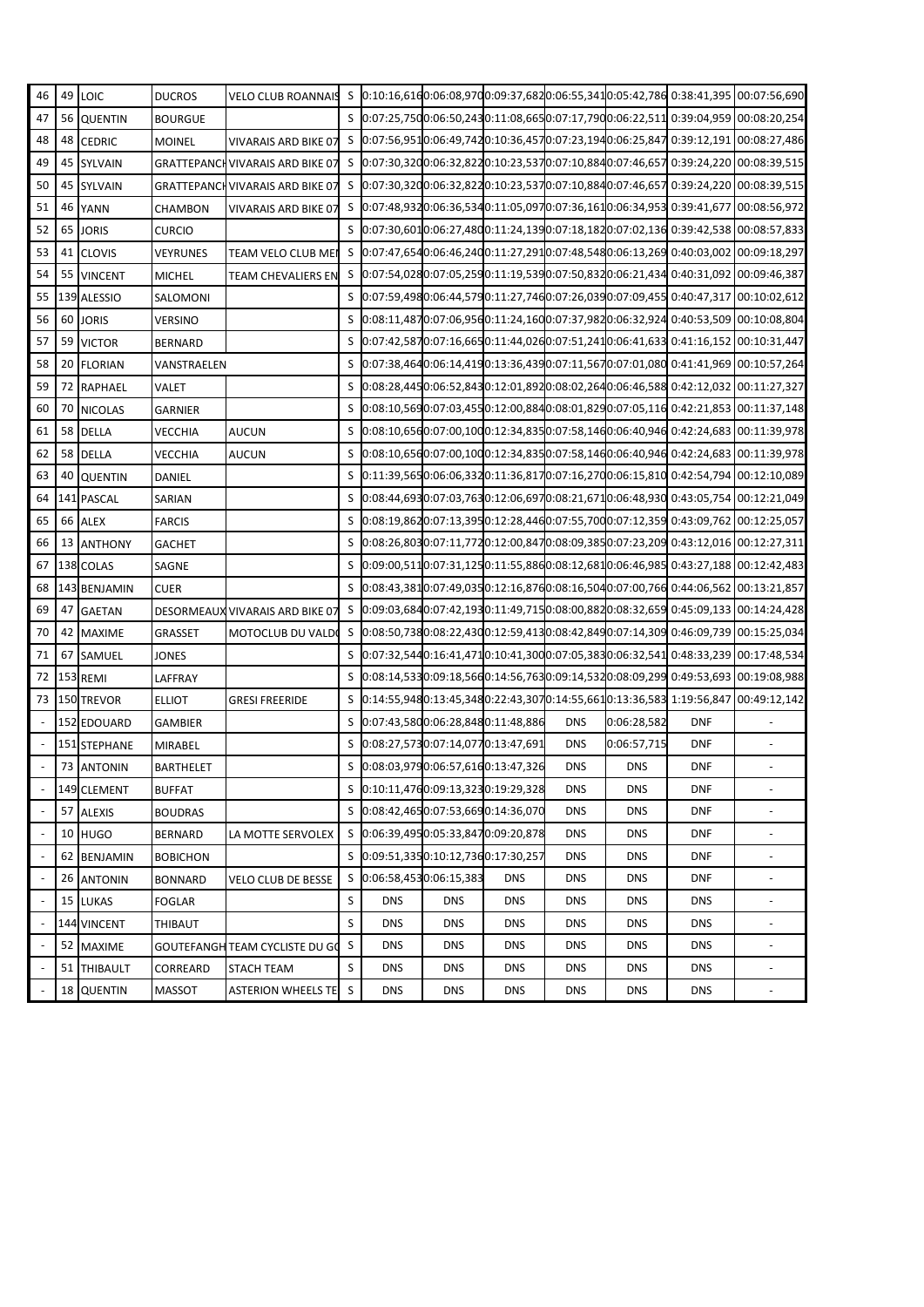| | | | | | | | | | | | | |
|---|---|---|---|---|---|---|---|---|---|---|---|---|
| 46 | 49 | LOIC | DUCROS | VELO CLUB ROANNAIS | S | 0:10:16,616 | 0:06:08,970 | 0:09:37,682 | 0:06:55,341 | 0:05:42,786 | 0:38:41,395 | 00:07:56,690 |
| 47 | 56 | QUENTIN | BOURGUE | | S | 0:07:25,750 | 0:06:50,243 | 0:11:08,665 | 0:07:17,790 | 0:06:22,511 | 0:39:04,959 | 00:08:20,254 |
| 48 | 48 | CEDRIC | MOINEL | VIVARAIS ARD BIKE 07 | S | 0:07:56,951 | 0:06:49,742 | 0:10:36,457 | 0:07:23,194 | 0:06:25,847 | 0:39:12,191 | 00:08:27,486 |
| 49 | 45 | SYLVAIN | GRATTEPANCH | VIVARAIS ARD BIKE 07 | S | 0:07:30,320 | 0:06:32,822 | 0:10:23,537 | 0:07:10,884 | 0:07:46,657 | 0:39:24,220 | 00:08:39,515 |
| 50 | 45 | SYLVAIN | GRATTEPANCH | VIVARAIS ARD BIKE 07 | S | 0:07:30,320 | 0:06:32,822 | 0:10:23,537 | 0:07:10,884 | 0:07:46,657 | 0:39:24,220 | 00:08:39,515 |
| 51 | 46 | YANN | CHAMBON | VIVARAIS ARD BIKE 07 | S | 0:07:48,932 | 0:06:36,534 | 0:11:05,097 | 0:07:36,161 | 0:06:34,953 | 0:39:41,677 | 00:08:56,972 |
| 52 | 65 | JORIS | CURCIO | | S | 0:07:30,601 | 0:06:27,480 | 0:11:24,139 | 0:07:18,182 | 0:07:02,136 | 0:39:42,538 | 00:08:57,833 |
| 53 | 41 | CLOVIS | VEYRUNES | TEAM VELO CLUB MEI | S | 0:07:47,654 | 0:06:46,240 | 0:11:27,291 | 0:07:48,548 | 0:06:13,269 | 0:40:03,002 | 00:09:18,297 |
| 54 | 55 | VINCENT | MICHEL | TEAM CHEVALIERS EN | S | 0:07:54,028 | 0:07:05,259 | 0:11:19,539 | 0:07:50,832 | 0:06:21,434 | 0:40:31,092 | 00:09:46,387 |
| 55 | 139 | ALESSIO | SALOMONI | | S | 0:07:59,498 | 0:06:44,579 | 0:11:27,746 | 0:07:26,039 | 0:07:09,455 | 0:40:47,317 | 00:10:02,612 |
| 56 | 60 | JORIS | VERSINO | | S | 0:08:11,487 | 0:07:06,956 | 0:11:24,160 | 0:07:37,982 | 0:06:32,924 | 0:40:53,509 | 00:10:08,804 |
| 57 | 59 | VICTOR | BERNARD | | S | 0:07:42,587 | 0:07:16,665 | 0:11:44,026 | 0:07:51,241 | 0:06:41,633 | 0:41:16,152 | 00:10:31,447 |
| 58 | 20 | FLORIAN | VANSTRAELEN | | S | 0:07:38,464 | 0:06:14,419 | 0:13:36,439 | 0:07:11,567 | 0:07:01,080 | 0:41:41,969 | 00:10:57,264 |
| 59 | 72 | RAPHAEL | VALET | | S | 0:08:28,445 | 0:06:52,843 | 0:12:01,892 | 0:08:02,264 | 0:06:46,588 | 0:42:12,032 | 00:11:27,327 |
| 60 | 70 | NICOLAS | GARNIER | | S | 0:08:10,569 | 0:07:03,455 | 0:12:00,884 | 0:08:01,829 | 0:07:05,116 | 0:42:21,853 | 00:11:37,148 |
| 61 | 58 | DELLA | VECCHIA | AUCUN | S | 0:08:10,656 | 0:07:00,100 | 0:12:34,835 | 0:07:58,146 | 0:06:40,946 | 0:42:24,683 | 00:11:39,978 |
| 62 | 58 | DELLA | VECCHIA | AUCUN | S | 0:08:10,656 | 0:07:00,100 | 0:12:34,835 | 0:07:58,146 | 0:06:40,946 | 0:42:24,683 | 00:11:39,978 |
| 63 | 40 | QUENTIN | DANIEL | | S | 0:11:39,565 | 0:06:06,332 | 0:11:36,817 | 0:07:16,270 | 0:06:15,810 | 0:42:54,794 | 00:12:10,089 |
| 64 | 141 | PASCAL | SARIAN | | S | 0:08:44,693 | 0:07:03,763 | 0:12:06,697 | 0:08:21,671 | 0:06:48,930 | 0:43:05,754 | 00:12:21,049 |
| 65 | 66 | ALEX | FARCIS | | S | 0:08:19,862 | 0:07:13,395 | 0:12:28,446 | 0:07:55,700 | 0:07:12,359 | 0:43:09,762 | 00:12:25,057 |
| 66 | 13 | ANTHONY | GACHET | | S | 0:08:26,803 | 0:07:11,772 | 0:12:00,847 | 0:08:09,385 | 0:07:23,209 | 0:43:12,016 | 00:12:27,311 |
| 67 | 138 | COLAS | SAGNE | | S | 0:09:00,511 | 0:07:31,125 | 0:11:55,886 | 0:08:12,681 | 0:06:46,985 | 0:43:27,188 | 00:12:42,483 |
| 68 | 143 | BENJAMIN | CUER | | S | 0:08:43,381 | 0:07:49,035 | 0:12:16,876 | 0:08:16,504 | 0:07:00,766 | 0:44:06,562 | 00:13:21,857 |
| 69 | 47 | GAETAN | DESORMEAUX | VIVARAIS ARD BIKE 07 | S | 0:09:03,684 | 0:07:42,193 | 0:11:49,715 | 0:08:00,882 | 0:08:32,659 | 0:45:09,133 | 00:14:24,428 |
| 70 | 42 | MAXIME | GRASSET | MOTOCLUB DU VALDO | S | 0:08:50,738 | 0:08:22,430 | 0:12:59,413 | 0:08:42,849 | 0:07:14,309 | 0:46:09,739 | 00:15:25,034 |
| 71 | 67 | SAMUEL | JONES | | S | 0:07:32,544 | 0:16:41,471 | 0:10:41,300 | 0:07:05,383 | 0:06:32,541 | 0:48:33,239 | 00:17:48,534 |
| 72 | 153 | REMI | LAFFRAY | | S | 0:08:14,533 | 0:09:18,566 | 0:14:56,763 | 0:09:14,532 | 0:08:09,299 | 0:49:53,693 | 00:19:08,988 |
| 73 | 150 | TREVOR | ELLIOT | GRESI FREERIDE | S | 0:14:55,948 | 0:13:45,348 | 0:22:43,307 | 0:14:55,661 | 0:13:36,583 | 1:19:56,847 | 00:49:12,142 |
| - | 152 | EDOUARD | GAMBIER | | S | 0:07:43,580 | 0:06:28,848 | 0:11:48,886 | DNS | 0:06:28,582 | DNF | - |
| - | 151 | STEPHANE | MIRABEL | | S | 0:08:27,573 | 0:07:14,077 | 0:13:47,691 | DNS | 0:06:57,715 | DNF | - |
| - | 73 | ANTONIN | BARTHELET | | S | 0:08:03,979 | 0:06:57,616 | 0:13:47,326 | DNS | DNS | DNF | - |
| - | 149 | CLEMENT | BUFFAT | | S | 0:10:11,476 | 0:09:13,323 | 0:19:29,328 | DNS | DNS | DNF | - |
| - | 57 | ALEXIS | BOUDRAS | | S | 0:08:42,465 | 0:07:53,669 | 0:14:36,070 | DNS | DNS | DNF | - |
| - | 10 | HUGO | BERNARD | LA MOTTE SERVOLEX | S | 0:06:39,495 | 0:05:33,847 | 0:09:20,878 | DNS | DNS | DNF | - |
| - | 62 | BENJAMIN | BOBICHON | | S | 0:09:51,335 | 0:10:12,736 | 0:17:30,257 | DNS | DNS | DNF | - |
| - | 26 | ANTONIN | BONNARD | VELO CLUB DE BESSE | S | 0:06:58,453 | 0:06:15,383 | DNS | DNS | DNS | DNF | - |
| - | 15 | LUKAS | FOGLAR | | S | DNS | DNS | DNS | DNS | DNS | DNS | - |
| - | 144 | VINCENT | THIBAUT | | S | DNS | DNS | DNS | DNS | DNS | DNS | - |
| - | 52 | MAXIME | GOUTEFANGH | TEAM CYCLISTE DU GO | S | DNS | DNS | DNS | DNS | DNS | DNS | - |
| - | 51 | THIBAULT | CORREARD | STACH TEAM | S | DNS | DNS | DNS | DNS | DNS | DNS | - |
| - | 18 | QUENTIN | MASSOT | ASTERION WHEELS TE | S | DNS | DNS | DNS | DNS | DNS | DNS | - |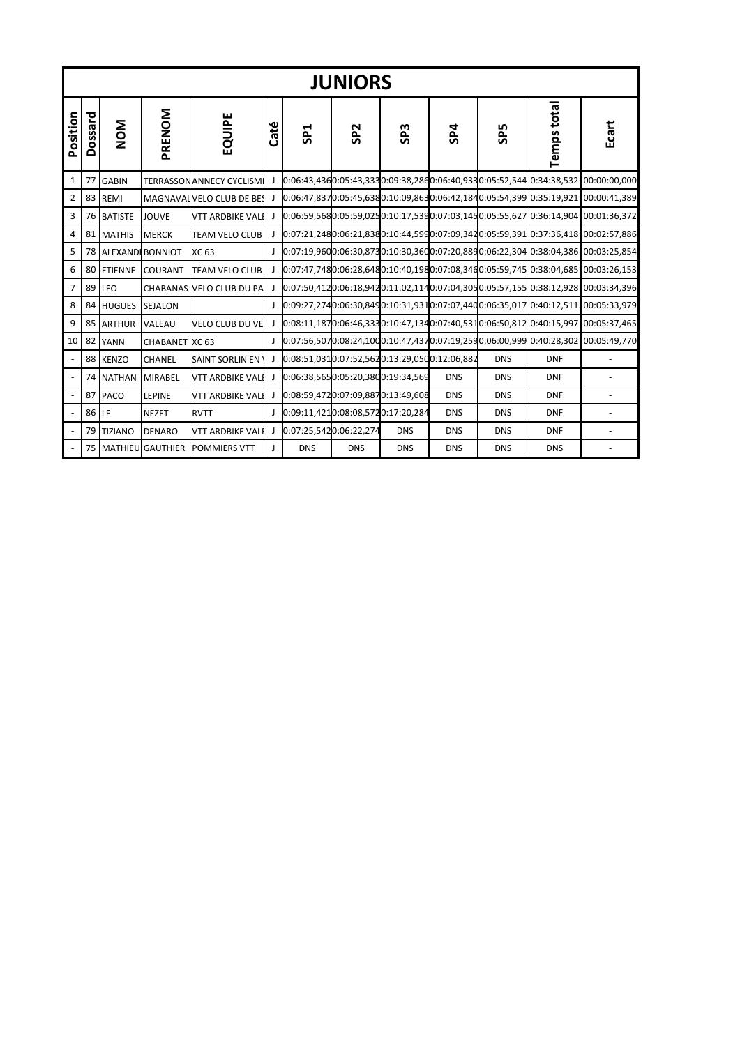# JUNIORS

| Position | Dossard | NOM | PRENOM | EQUIPE | Caté | SP1 | SP2 | SP3 | SP4 | SP5 | Temps total | Ecart |
|---|---|---|---|---|---|---|---|---|---|---|---|---|
| 1 | 77 | GABIN | TERRASSON | ANNECY CYCLISMI | J | 0:06:43,436 | 0:05:43,333 | 0:09:38,286 | 0:06:40,933 | 0:05:52,544 | 0:34:38,532 | 00:00:00,000 |
| 2 | 83 | REMI | MAGNAVAL | VELO CLUB DE BES | J | 0:06:47,837 | 0:05:45,638 | 0:10:09,863 | 0:06:42,184 | 0:05:54,399 | 0:35:19,921 | 00:00:41,389 |
| 3 | 76 | BATISTE | JOUVE | VTT ARDBIKE VALI | J | 0:06:59,568 | 0:05:59,025 | 0:10:17,539 | 0:07:03,145 | 0:05:55,627 | 0:36:14,904 | 00:01:36,372 |
| 4 | 81 | MATHIS | MERCK | TEAM VELO CLUB | J | 0:07:21,248 | 0:06:21,838 | 0:10:44,599 | 0:07:09,342 | 0:05:59,391 | 0:37:36,418 | 00:02:57,886 |
| 5 | 78 | ALEXANDI | BONNIOT | XC 63 | J | 0:07:19,960 | 0:06:30,873 | 0:10:30,360 | 0:07:20,889 | 0:06:22,304 | 0:38:04,386 | 00:03:25,854 |
| 6 | 80 | ETIENNE | COURANT | TEAM VELO CLUB | J | 0:07:47,748 | 0:06:28,648 | 0:10:40,198 | 0:07:08,346 | 0:05:59,745 | 0:38:04,685 | 00:03:26,153 |
| 7 | 89 | LEO | CHABANAS | VELO CLUB DU PA | J | 0:07:50,412 | 0:06:18,942 | 0:11:02,114 | 0:07:04,305 | 0:05:57,155 | 0:38:12,928 | 00:03:34,396 |
| 8 | 84 | HUGUES | SEJALON | | J | 0:09:27,274 | 0:06:30,849 | 0:10:31,931 | 0:07:07,440 | 0:06:35,017 | 0:40:12,511 | 00:05:33,979 |
| 9 | 85 | ARTHUR | VALEAU | VELO CLUB DU VE | J | 0:08:11,187 | 0:06:46,333 | 0:10:47,134 | 0:07:40,531 | 0:06:50,812 | 0:40:15,997 | 00:05:37,465 |
| 10 | 82 | YANN | CHABANET | XC 63 | J | 0:07:56,507 | 0:08:24,100 | 0:10:47,437 | 0:07:19,259 | 0:06:00,999 | 0:40:28,302 | 00:05:49,770 |
| - | 88 | KENZO | CHANEL | SAINT SORLIN EN | J | 0:08:51,031 | 0:07:52,562 | 0:13:29,050 | 0:12:06,882 | DNS | DNF | - |
| - | 74 | NATHAN | MIRABEL | VTT ARDBIKE VALI | J | 0:06:38,565 | 0:05:20,380 | 0:19:34,569 | DNS | DNS | DNF | - |
| - | 87 | PACO | LEPINE | VTT ARDBIKE VALI | J | 0:08:59,472 | 0:07:09,887 | 0:13:49,608 | DNS | DNS | DNF | - |
| - | 86 | LE | NEZET | RVTT | J | 0:09:11,421 | 0:08:08,572 | 0:17:20,284 | DNS | DNS | DNF | - |
| - | 79 | TIZIANO | DENARO | VTT ARDBIKE VALI | J | 0:07:25,542 | 0:06:22,274 | DNS | DNS | DNS | DNF | - |
| - | 75 | MATHIEU | GAUTHIER | POMMIERS VTT | J | DNS | DNS | DNS | DNS | DNS | DNS | - |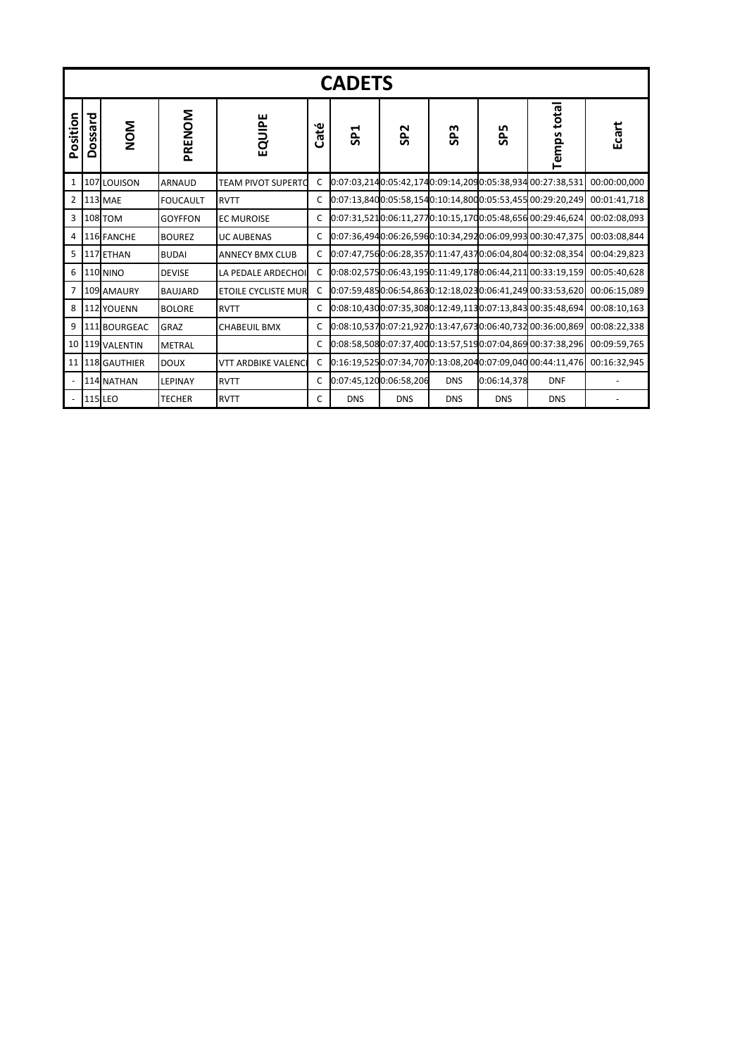# CADETS

| Position | Dossard | NOM | PRENOM | EQUIPE | Caté | SP1 | SP2 | SP3 | SP5 | Temps total | Ecart |
|---|---|---|---|---|---|---|---|---|---|---|---|
| 1 | 107 | LOUISON | ARNAUD | TEAM PIVOT SUPERTO | C | 0:07:03,214 | 0:05:42,174 | 0:09:14,209 | 0:05:38,934 | 00:27:38,531 | 00:00:00,000 |
| 2 | 113 | MAE | FOUCAULT | RVTT | C | 0:07:13,840 | 0:05:58,154 | 0:10:14,800 | 0:05:53,455 | 00:29:20,249 | 00:01:41,718 |
| 3 | 108 | TOM | GOYFFON | EC MUROISE | C | 0:07:31,521 | 0:06:11,277 | 0:10:15,170 | 0:05:48,656 | 00:29:46,624 | 00:02:08,093 |
| 4 | 116 | FANCHE | BOUREZ | UC AUBENAS | C | 0:07:36,494 | 0:06:26,596 | 0:10:34,292 | 0:06:09,993 | 00:30:47,375 | 00:03:08,844 |
| 5 | 117 | ETHAN | BUDAI | ANNECY BMX CLUB | C | 0:07:47,756 | 0:06:28,357 | 0:11:47,437 | 0:06:04,804 | 00:32:08,354 | 00:04:29,823 |
| 6 | 110 | NINO | DEVISE | LA PEDALE ARDECHOI | C | 0:08:02,575 | 0:06:43,195 | 0:11:49,178 | 0:06:44,211 | 00:33:19,159 | 00:05:40,628 |
| 7 | 109 | AMAURY | BAUJARD | ETOILE CYCLISTE MUR | C | 0:07:59,485 | 0:06:54,863 | 0:12:18,023 | 0:06:41,249 | 00:33:53,620 | 00:06:15,089 |
| 8 | 112 | YOUENN | BOLORE | RVTT | C | 0:08:10,430 | 0:07:35,308 | 0:12:49,113 | 0:07:13,843 | 00:35:48,694 | 00:08:10,163 |
| 9 | 111 | BOURGEAC | GRAZ | CHABEUIL BMX | C | 0:08:10,537 | 0:07:21,927 | 0:13:47,673 | 0:06:40,732 | 00:36:00,869 | 00:08:22,338 |
| 10 | 119 | VALENTIN | METRAL | | C | 0:08:58,508 | 0:07:37,400 | 0:13:57,519 | 0:07:04,869 | 00:37:38,296 | 00:09:59,765 |
| 11 | 118 | GAUTHIER | DOUX | VTT ARDBIKE VALENCI | C | 0:16:19,525 | 0:07:34,707 | 0:13:08,204 | 0:07:09,040 | 00:44:11,476 | 00:16:32,945 |
| - | 114 | NATHAN | LEPINAY | RVTT | C | 0:07:45,120 | 0:06:58,206 | DNS | 0:06:14,378 | DNF | - |
| - | 115 | LEO | TECHER | RVTT | C | DNS | DNS | DNS | DNS | DNS | - |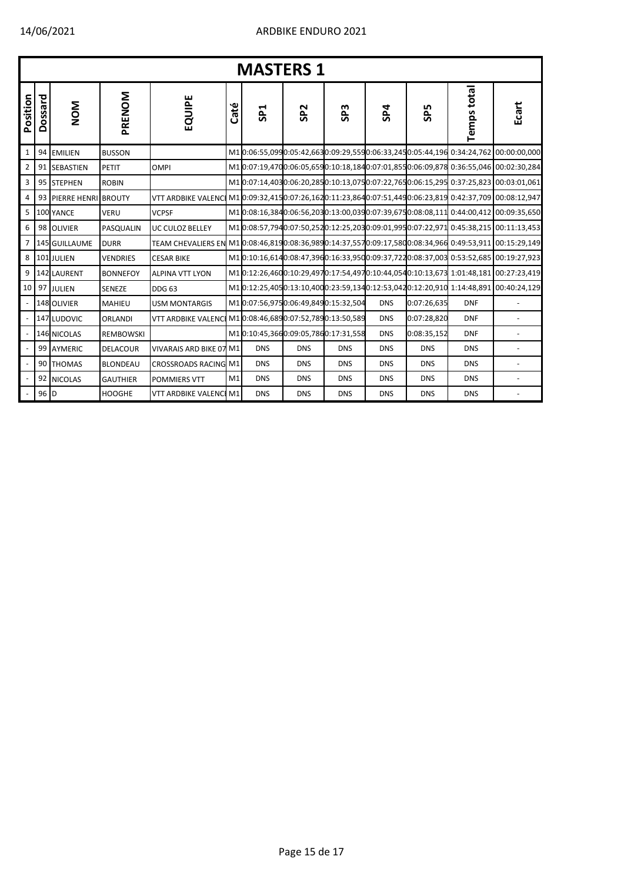# MASTERS 1

| Position | Dossard | NOM | PRENOM | EQUIPE | Caté | SP1 | SP2 | SP3 | SP4 | SP5 | Temps total | Ecart |
|---|---|---|---|---|---|---|---|---|---|---|---|---|
| 1 | 94 | EMILIEN | BUSSON | | M1 | 0:06:55,099 | 0:05:42,663 | 0:09:29,559 | 0:06:33,245 | 0:05:44,196 | 0:34:24,762 | 00:00:00,000 |
| 2 | 91 | SEBASTIEN | PETIT | OMPI | M1 | 0:07:19,470 | 0:06:05,659 | 0:10:18,184 | 0:07:01,855 | 0:06:09,878 | 0:36:55,046 | 00:02:30,284 |
| 3 | 95 | STEPHEN | ROBIN | | M1 | 0:07:14,403 | 0:06:20,285 | 0:10:13,075 | 0:07:22,765 | 0:06:15,295 | 0:37:25,823 | 00:03:01,061 |
| 4 | 93 | PIERRE HENRI | BROUTY | VTT ARDBIKE VALENCI | M1 | 0:09:32,415 | 0:07:26,162 | 0:11:23,864 | 0:07:51,449 | 0:06:23,819 | 0:42:37,709 | 00:08:12,947 |
| 5 | 100 | YANCE | VERU | VCPSF | M1 | 0:08:16,384 | 0:06:56,203 | 0:13:00,039 | 0:07:39,675 | 0:08:08,111 | 0:44:00,412 | 00:09:35,650 |
| 6 | 98 | OLIVIER | PASQUALIN | UC CULOZ BELLEY | M1 | 0:08:57,794 | 0:07:50,252 | 0:12:25,203 | 0:09:01,995 | 0:07:22,971 | 0:45:38,215 | 00:11:13,453 |
| 7 | 145 | GUILLAUME | DURR | TEAM CHEVALIERS EN | M1 | 0:08:46,819 | 0:08:36,989 | 0:14:37,557 | 0:09:17,580 | 0:08:34,966 | 0:49:53,911 | 00:15:29,149 |
| 8 | 101 | JULIEN | VENDRIES | CESAR BIKE | M1 | 0:10:16,614 | 0:08:47,396 | 0:16:33,950 | 0:09:37,722 | 0:08:37,003 | 0:53:52,685 | 00:19:27,923 |
| 9 | 142 | LAURENT | BONNEFOY | ALPINA VTT LYON | M1 | 0:12:26,460 | 0:10:29,497 | 0:17:54,497 | 0:10:44,054 | 0:10:13,673 | 1:01:48,181 | 00:27:23,419 |
| 10 | 97 | JULIEN | SENEZE | DDG 63 | M1 | 0:12:25,405 | 0:13:10,400 | 0:23:59,134 | 0:12:53,042 | 0:12:20,910 | 1:14:48,891 | 00:40:24,129 |
| - | 148 | OLIVIER | MAHIEU | USM MONTARGIS | M1 | 0:07:56,975 | 0:06:49,849 | 0:15:32,504 | DNS | 0:07:26,635 | DNF | - |
| - | 147 | LUDOVIC | ORLANDI | VTT ARDBIKE VALENCI | M1 | 0:08:46,689 | 0:07:52,789 | 0:13:50,589 | DNS | 0:07:28,820 | DNF | - |
| - | 146 | NICOLAS | REMBOWSKI | | M1 | 0:10:45,366 | 0:09:05,786 | 0:17:31,558 | DNS | 0:08:35,152 | DNF | - |
| - | 99 | AYMERIC | DELACOUR | VIVARAIS ARD BIKE 07 | M1 | DNS | DNS | DNS | DNS | DNS | DNS | - |
| - | 90 | THOMAS | BLONDEAU | CROSSROADS RACING | M1 | DNS | DNS | DNS | DNS | DNS | DNS | - |
| - | 92 | NICOLAS | GAUTHIER | POMMIERS VTT | M1 | DNS | DNS | DNS | DNS | DNS | DNS | - |
| - | 96 | D | HOOGHE | VTT ARDBIKE VALENCI | M1 | DNS | DNS | DNS | DNS | DNS | DNS | - |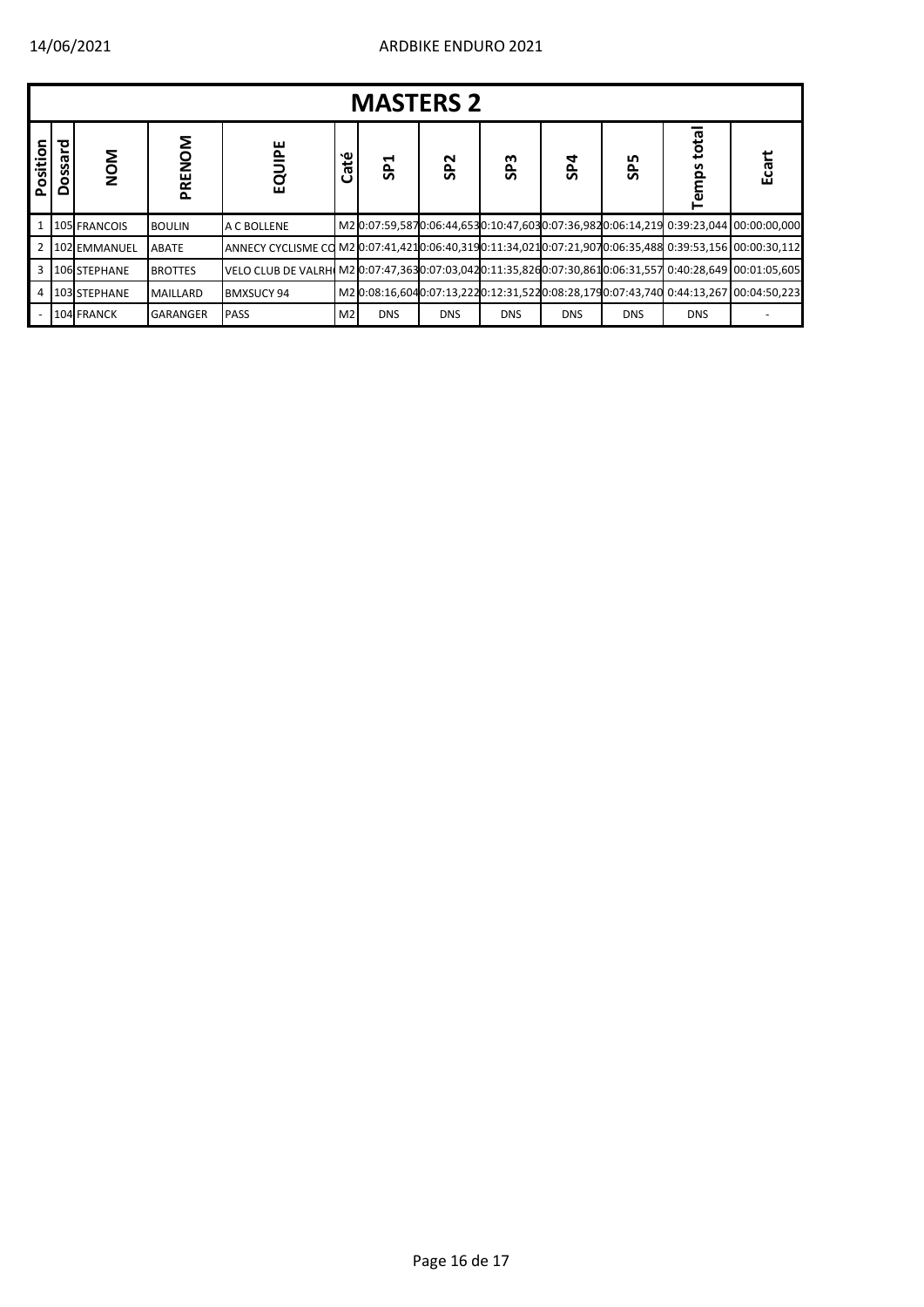## MASTERS 2

| Position | Dossard | NOM | PRENOM | EQUIPE | Caté | SP1 | SP2 | SP3 | SP4 | SP5 | Temps total | Ecart |
|---|---|---|---|---|---|---|---|---|---|---|---|---|
| 1 | 105 | FRANCOIS | BOULIN | A C BOLLENE | M2 | 0:07:59,587 | 0:06:44,653 | 0:10:47,603 | 0:07:36,982 | 0:06:14,219 | 0:39:23,044 | 00:00:00,000 |
| 2 | 102 | EMMANUEL | ABATE | ANNECY CYCLISME CO | M2 | 0:07:41,421 | 0:06:40,319 | 0:11:34,021 | 0:07:21,907 | 0:06:35,488 | 0:39:53,156 | 00:00:30,112 |
| 3 | 106 | STEPHANE | BROTTES | VELO CLUB DE VALRH | M2 | 0:07:47,363 | 0:07:03,042 | 0:11:35,826 | 0:07:30,861 | 0:06:31,557 | 0:40:28,649 | 00:01:05,605 |
| 4 | 103 | STEPHANE | MAILLARD | BMXSUCY 94 | M2 | 0:08:16,604 | 0:07:13,222 | 0:12:31,522 | 0:08:28,179 | 0:07:43,740 | 0:44:13,267 | 00:04:50,223 |
| - | 104 | FRANCK | GARANGER | PASS | M2 | DNS | DNS | DNS | DNS | DNS | DNS | - |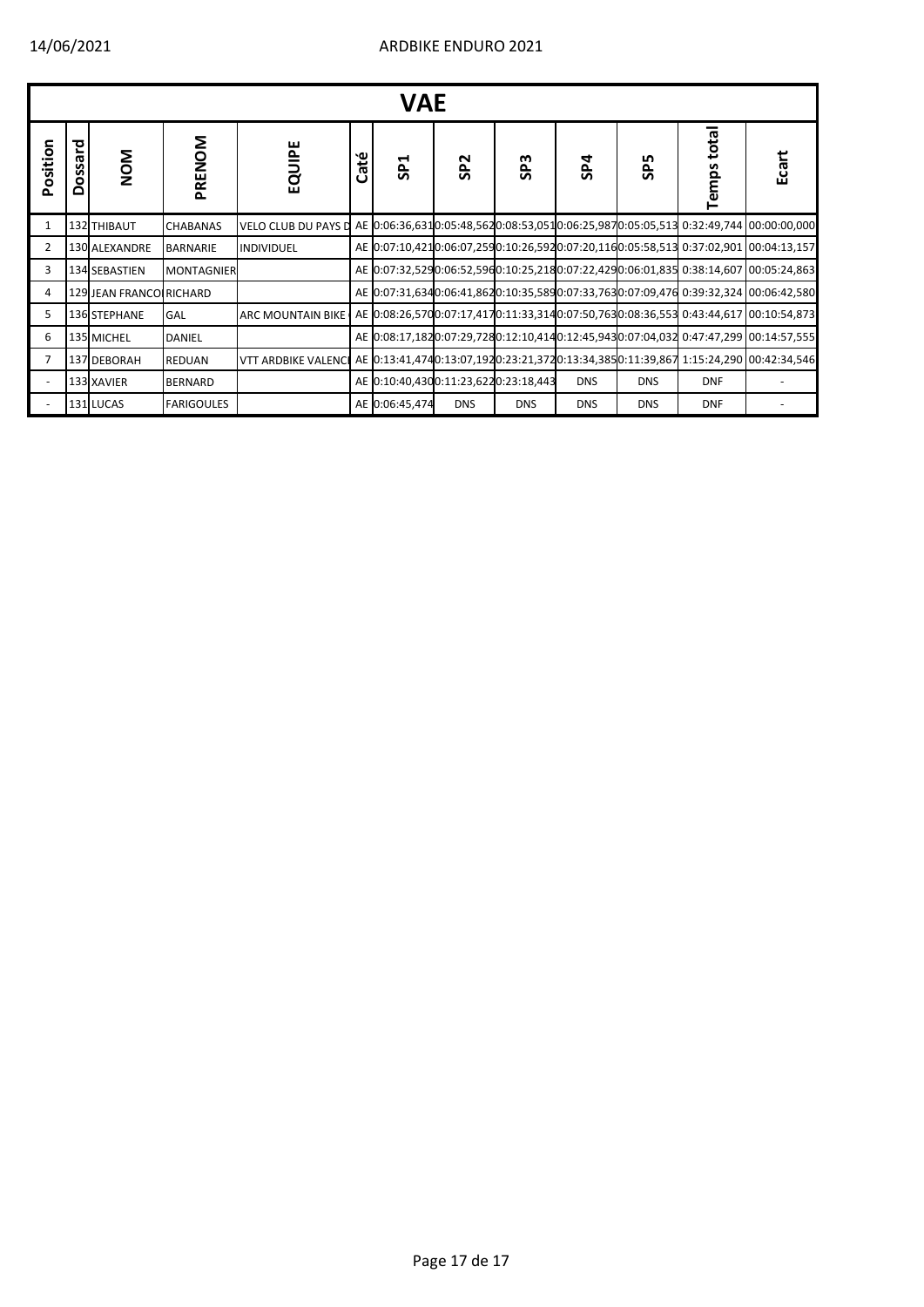## VAE

| Position | Dossard | NOM | PRENOM | EQUIPE | Caté | SP1 | SP2 | SP3 | SP4 | SP5 | Temps total | Ecart |
|---|---|---|---|---|---|---|---|---|---|---|---|---|
| 1 | 132 | THIBAUT | CHABANAS | VELO CLUB DU PAYS D | AE | 0:06:36,631 | 0:05:48,562 | 0:08:53,051 | 0:06:25,987 | 0:05:05,513 | 0:32:49,744 | 00:00:00,000 |
| 2 | 130 | ALEXANDRE | BARNARIE | INDIVIDUEL | AE | 0:07:10,421 | 0:06:07,259 | 0:10:26,592 | 0:07:20,116 | 0:05:58,513 | 0:37:02,901 | 00:04:13,157 |
| 3 | 134 | SEBASTIEN | MONTAGNIER | | AE | 0:07:32,529 | 0:06:52,596 | 0:10:25,218 | 0:07:22,429 | 0:06:01,835 | 0:38:14,607 | 00:05:24,863 |
| 4 | 129 | JEAN FRANCOI | RICHARD | | AE | 0:07:31,634 | 0:06:41,862 | 0:10:35,589 | 0:07:33,763 | 0:07:09,476 | 0:39:32,324 | 00:06:42,580 |
| 5 | 136 | STEPHANE | GAL | ARC MOUNTAIN BIKE | AE | 0:08:26,570 | 0:07:17,417 | 0:11:33,314 | 0:07:50,763 | 0:08:36,553 | 0:43:44,617 | 00:10:54,873 |
| 6 | 135 | MICHEL | DANIEL | | AE | 0:08:17,182 | 0:07:29,728 | 0:12:10,414 | 0:12:45,943 | 0:07:04,032 | 0:47:47,299 | 00:14:57,555 |
| 7 | 137 | DEBORAH | REDUAN | VTT ARDBIKE VALENCI | AE | 0:13:41,474 | 0:13:07,192 | 0:23:21,372 | 0:13:34,385 | 0:11:39,867 | 1:15:24,290 | 00:42:34,546 |
| - | 133 | XAVIER | BERNARD | | AE | 0:10:40,430 | 0:11:23,622 | 0:23:18,443 | DNS | DNS | DNF | - |
| - | 131 | LUCAS | FARIGOULES | | AE | 0:06:45,474 | DNS | DNS | DNS | DNS | DNF | - |